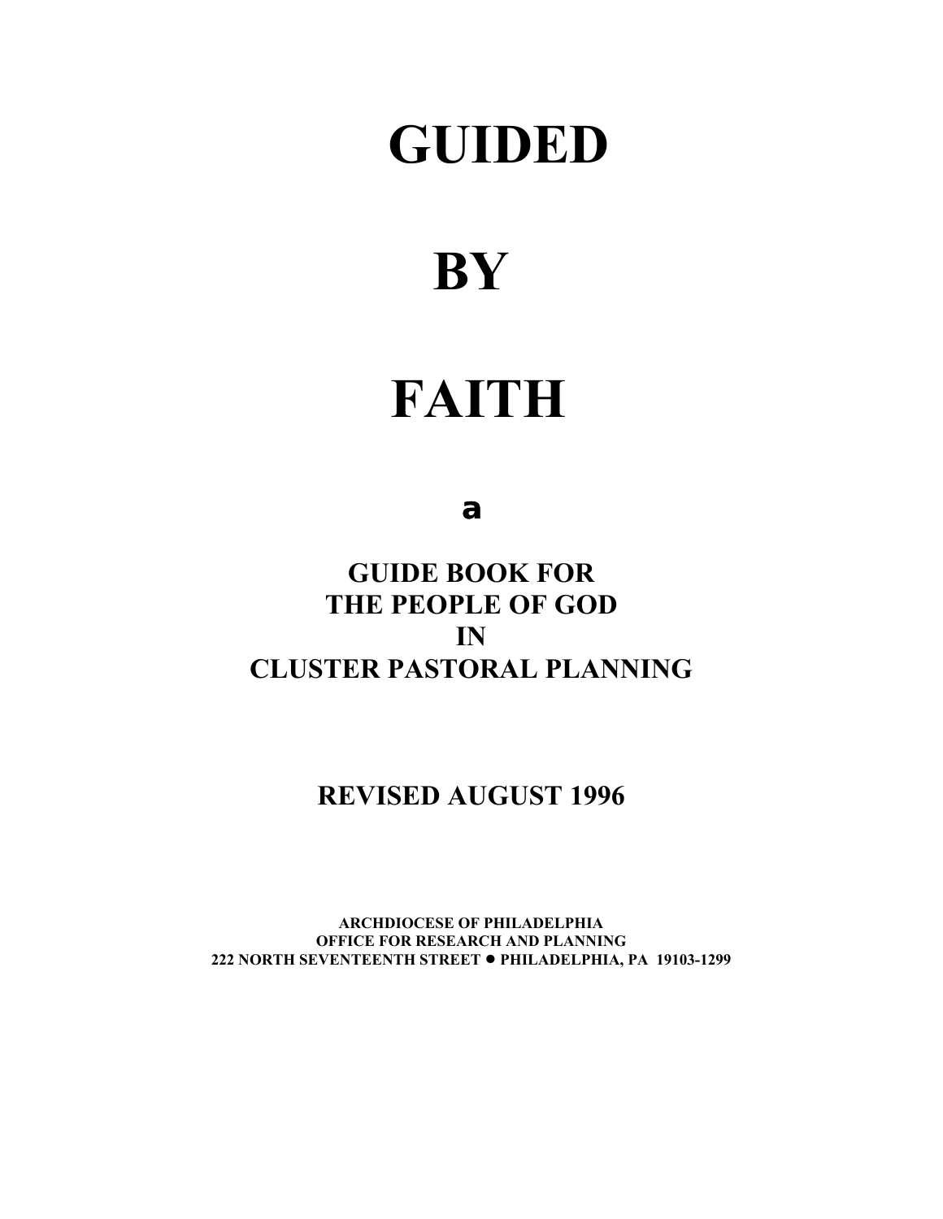# GUIDED

# BY

# FAITH

**a**

**GUIDE BOOK FOR**
**THE PEOPLE OF GOD**
**IN**
**CLUSTER PASTORAL PLANNING**

**REVISED AUGUST 1996**

**ARCHDIOCESE OF PHILADELPHIA**
**OFFICE FOR RESEARCH AND PLANNING**
**222 NORTH SEVENTEENTH STREET ● PHILADELPHIA, PA 19103-1299**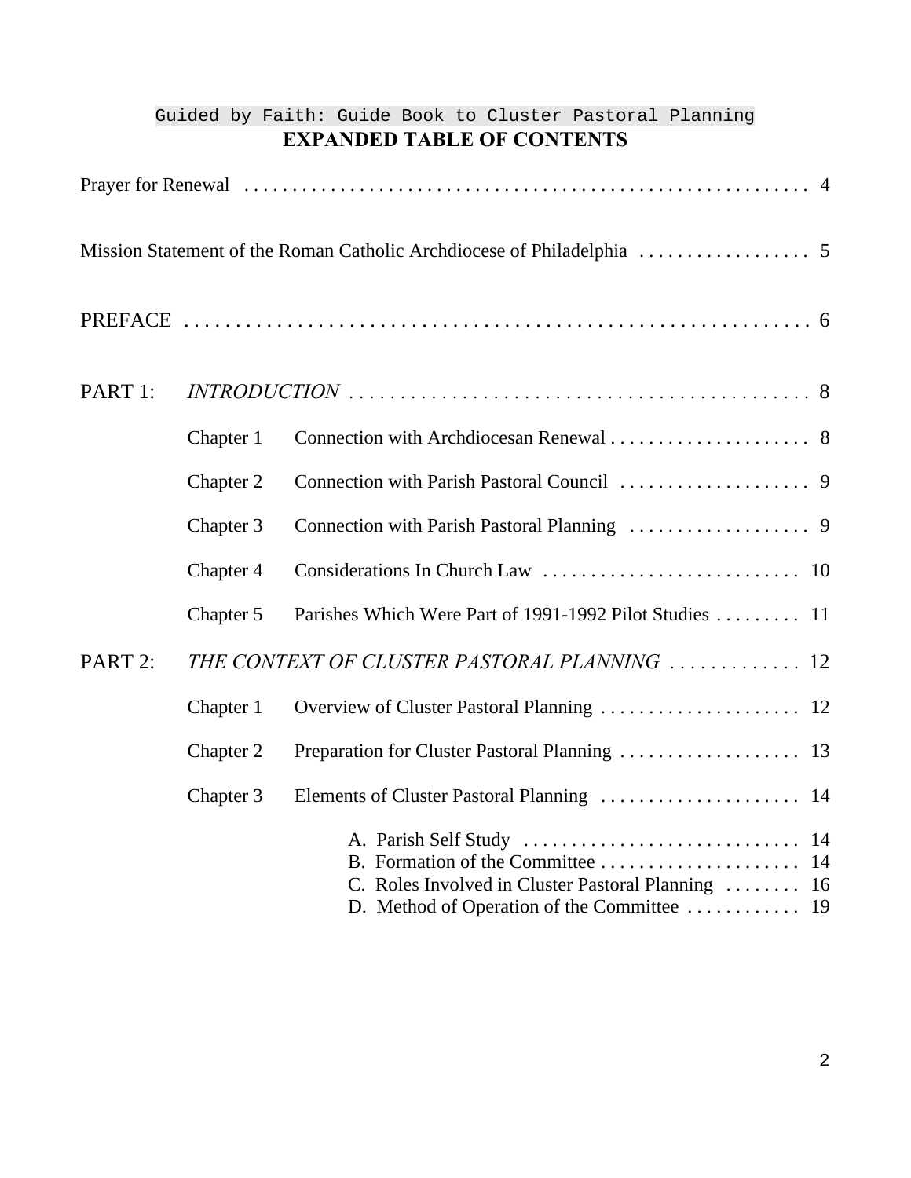Guided by Faith: Guide Book to Cluster Pastoral Planning

# EXPANDED TABLE OF CONTENTS

Prayer for Renewal . . . . . . . . . . . . . . . . . . . . . . . . . . . . . . . . . . . . . . . . . . . . . . . . . . . . . . . . . . . 4

Mission Statement of the Roman Catholic Archdiocese of Philadelphia . . . . . . . . . . . . . . . . . . 5

PREFACE . . . . . . . . . . . . . . . . . . . . . . . . . . . . . . . . . . . . . . . . . . . . . . . . . . . . . . . . . . . . 6

PART 1: *INTRODUCTION* . . . . . . . . . . . . . . . . . . . . . . . . . . . . . . . . . . . . . . . . . . . . . . . 8

- Chapter 1 Connection with Archdiocesan Renewal . . . . . . . . . . . . . . . . . . . . . 8
- Chapter 2 Connection with Parish Pastoral Council . . . . . . . . . . . . . . . . . . . . 9
- Chapter 3 Connection with Parish Pastoral Planning . . . . . . . . . . . . . . . . . . . 9
- Chapter 4 Considerations In Church Law . . . . . . . . . . . . . . . . . . . . . . . . . . . 10
- Chapter 5 Parishes Which Were Part of 1991-1992 Pilot Studies . . . . . . . . . 11

PART 2: *THE CONTEXT OF CLUSTER PASTORAL PLANNING* . . . . . . . . . . . . . 12

- Chapter 1 Overview of Cluster Pastoral Planning . . . . . . . . . . . . . . . . . . . . . 12
- Chapter 2 Preparation for Cluster Pastoral Planning . . . . . . . . . . . . . . . . . . . 13
- Chapter 3 Elements of Cluster Pastoral Planning . . . . . . . . . . . . . . . . . . . . . 14
  - A. Parish Self Study . . . . . . . . . . . . . . . . . . . . . . . . . . . . 14
  - B. Formation of the Committee . . . . . . . . . . . . . . . . . . . . . 14
  - C. Roles Involved in Cluster Pastoral Planning . . . . . . . . 16
  - D. Method of Operation of the Committee . . . . . . . . . . . . 19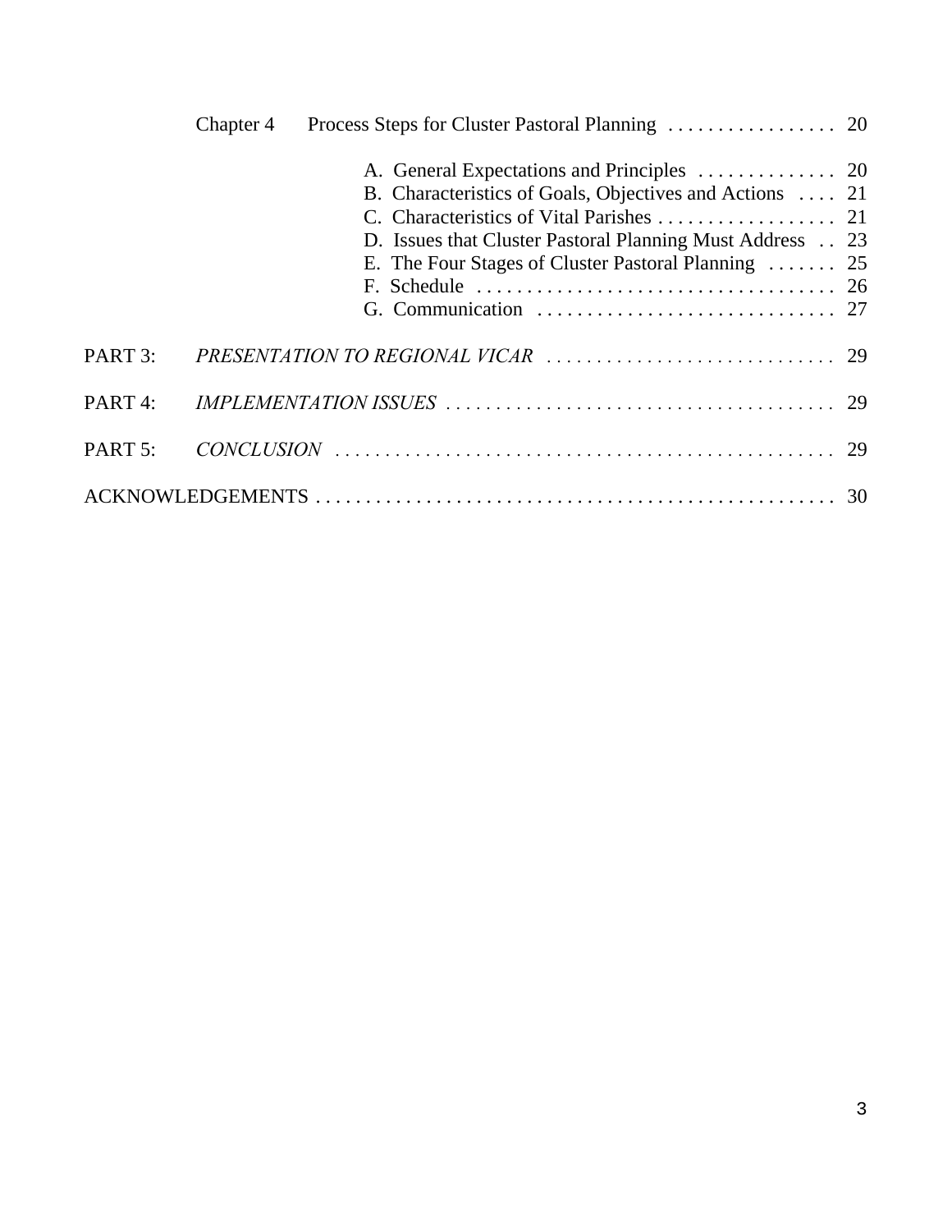Chapter 4 Process Steps for Cluster Pastoral Planning . . . . . . . . . . . . . . . . . 20

- A. General Expectations and Principles . . . . . . . . . . . . . . 20
- B. Characteristics of Goals, Objectives and Actions . . . . 21
- C. Characteristics of Vital Parishes . . . . . . . . . . . . . . . . . . 21
- D. Issues that Cluster Pastoral Planning Must Address . . 23
- E. The Four Stages of Cluster Pastoral Planning . . . . . . . 25
- F. Schedule . . . . . . . . . . . . . . . . . . . . . . . . . . . . . . . . . . . . 26
- G. Communication . . . . . . . . . . . . . . . . . . . . . . . . . . . . . . 27

PART 3: *PRESENTATION TO REGIONAL VICAR* . . . . . . . . . . . . . . . . . . . . . . . . . . . . . 29

PART 4: *IMPLEMENTATION ISSUES* . . . . . . . . . . . . . . . . . . . . . . . . . . . . . . . . . . . . . . . 29

PART 5: *CONCLUSION* . . . . . . . . . . . . . . . . . . . . . . . . . . . . . . . . . . . . . . . . . . . . . . . . . . 29

ACKNOWLEDGEMENTS . . . . . . . . . . . . . . . . . . . . . . . . . . . . . . . . . . . . . . . . . . . . . . . . . . . . 30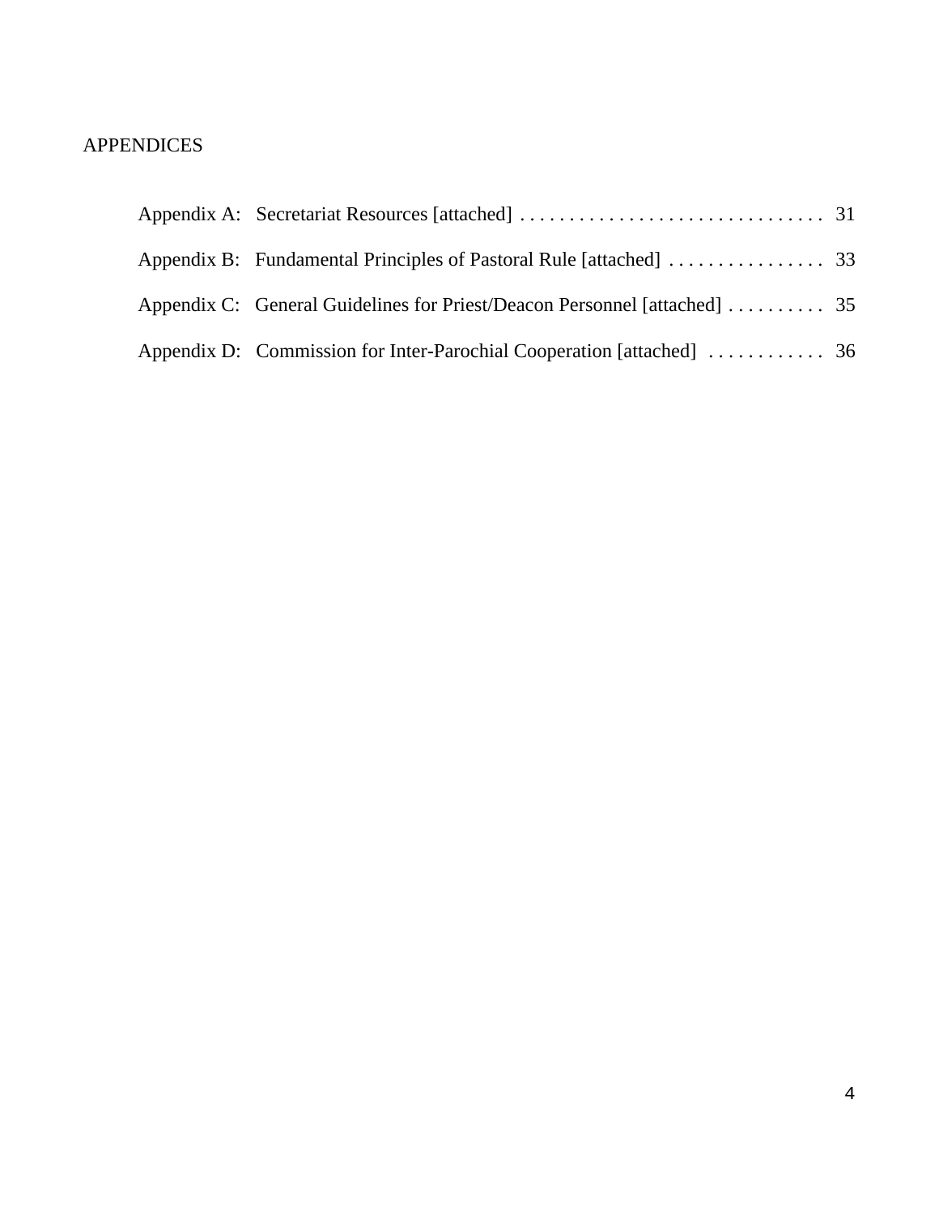## APPENDICES

Appendix A: Secretariat Resources [attached] . . . . . . . . . . . . . . . . . . . . . . . . . . . . . . . 31

Appendix B: Fundamental Principles of Pastoral Rule [attached] . . . . . . . . . . . . . . . . 33

Appendix C: General Guidelines for Priest/Deacon Personnel [attached] . . . . . . . . . . 35

Appendix D: Commission for Inter-Parochial Cooperation [attached] . . . . . . . . . . . . 36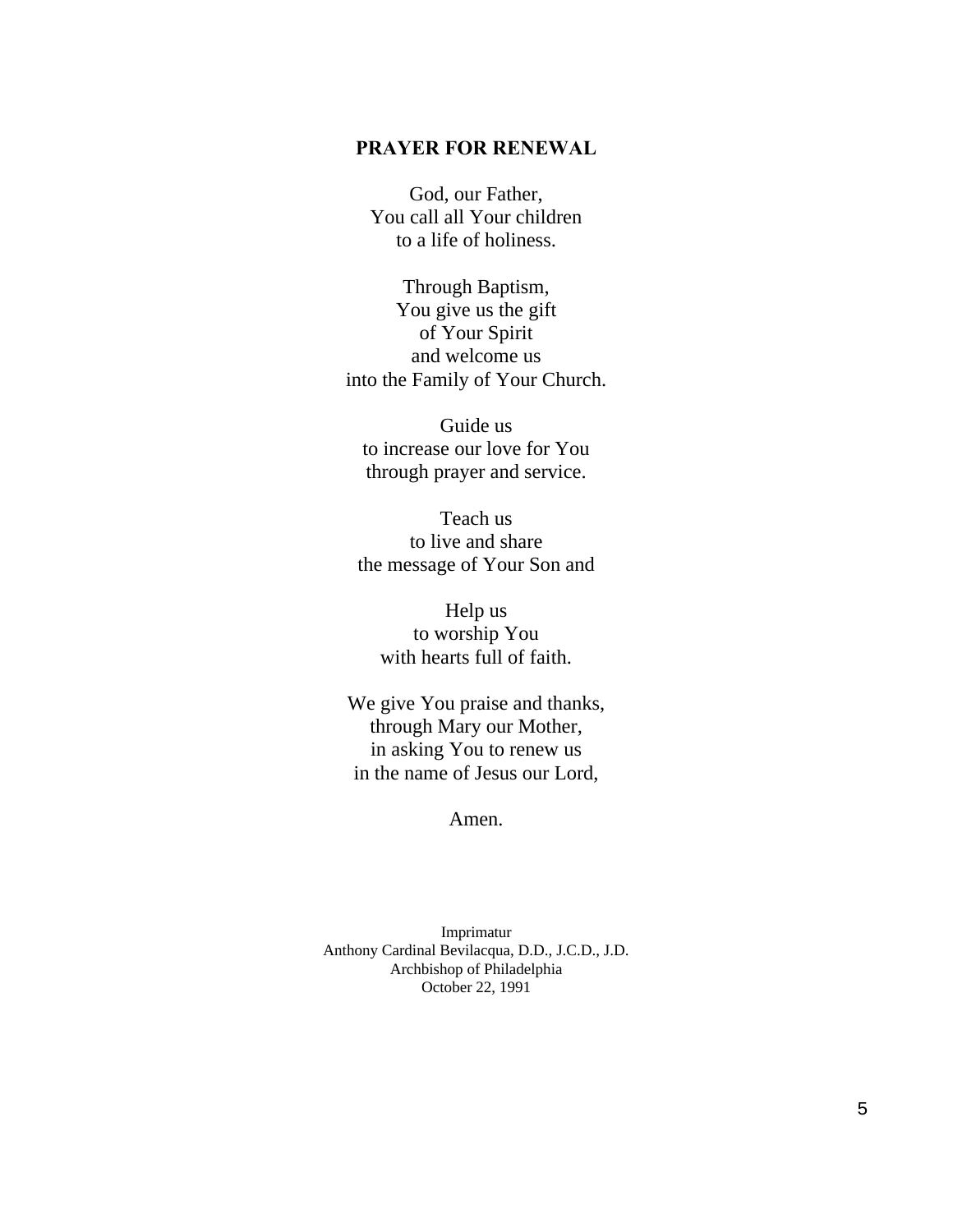## PRAYER FOR RENEWAL

God, our Father,  
You call all Your children  
to a life of holiness.

Through Baptism,  
You give us the gift  
of Your Spirit  
and welcome us  
into the Family of Your Church.

Guide us  
to increase our love for You  
through prayer and service.

Teach us  
to live and share  
the message of Your Son and

Help us  
to worship You  
with hearts full of faith.

We give You praise and thanks,  
through Mary our Mother,  
in asking You to renew us  
in the name of Jesus our Lord,

Amen.

Imprimatur  
Anthony Cardinal Bevilacqua, D.D., J.C.D., J.D.  
Archbishop of Philadelphia  
October 22, 1991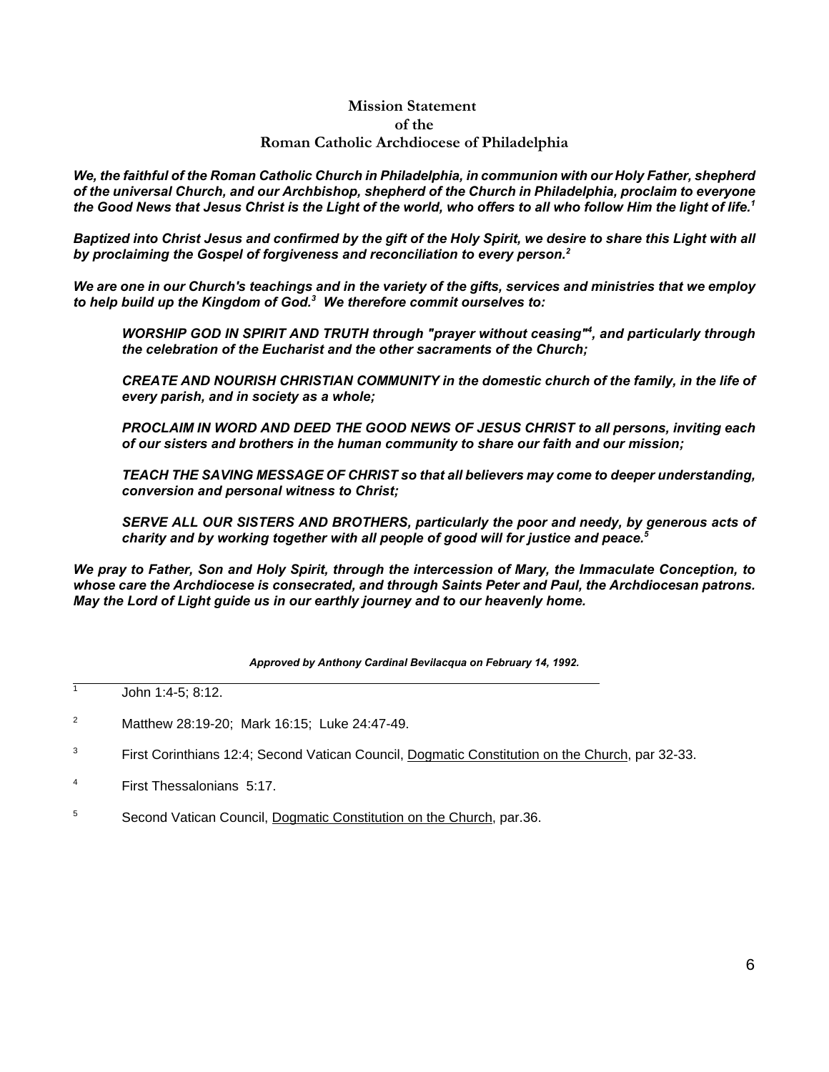## Mission Statement of the Roman Catholic Archdiocese of Philadelphia

***We, the faithful of the Roman Catholic Church in Philadelphia, in communion with our Holy Father, shepherd of the universal Church, and our Archbishop, shepherd of the Church in Philadelphia, proclaim to everyone the Good News that Jesus Christ is the Light of the world, who offers to all who follow Him the light of life.[1]***

***Baptized into Christ Jesus and confirmed by the gift of the Holy Spirit, we desire to share this Light with all by proclaiming the Gospel of forgiveness and reconciliation to every person.[2]***

***We are one in our Church's teachings and in the variety of the gifts, services and ministries that we employ to help build up the Kingdom of God.[3] We therefore commit ourselves to:***

> ***WORSHIP GOD IN SPIRIT AND TRUTH through "prayer without ceasing"[4], and particularly through the celebration of the Eucharist and the other sacraments of the Church;***
>
> ***CREATE AND NOURISH CHRISTIAN COMMUNITY in the domestic church of the family, in the life of every parish, and in society as a whole;***
>
> ***PROCLAIM IN WORD AND DEED THE GOOD NEWS OF JESUS CHRIST to all persons, inviting each of our sisters and brothers in the human community to share our faith and our mission;***
>
> ***TEACH THE SAVING MESSAGE OF CHRIST so that all believers may come to deeper understanding, conversion and personal witness to Christ;***
>
> ***SERVE ALL OUR SISTERS AND BROTHERS, particularly the poor and needy, by generous acts of charity and by working together with all people of good will for justice and peace.[5]***

***We pray to Father, Son and Holy Spirit, through the intercession of Mary, the Immaculate Conception, to whose care the Archdiocese is consecrated, and through Saints Peter and Paul, the Archdiocesan patrons. May the Lord of Light guide us in our earthly journey and to our heavenly home.***

***Approved by Anthony Cardinal Bevilacqua on February 14, 1992.***

---

[1] John 1:4-5; 8:12.

[2] Matthew 28:19-20; Mark 16:15; Luke 24:47-49.

[3] First Corinthians 12:4; Second Vatican Council, Dogmatic Constitution on the Church, par 32-33.

[4] First Thessalonians 5:17.

[5] Second Vatican Council, Dogmatic Constitution on the Church, par.36.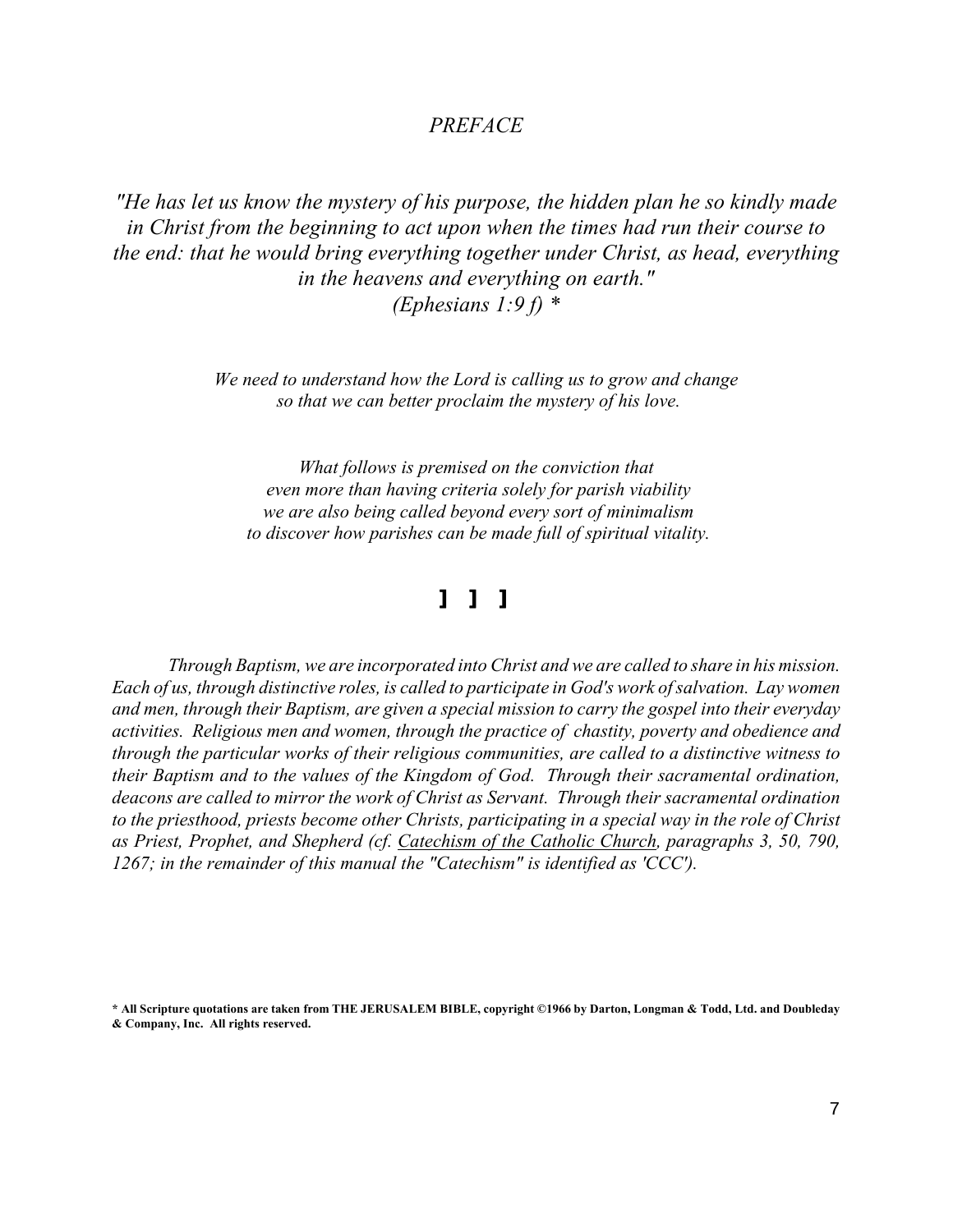# *PREFACE*

*"He has let us know the mystery of his purpose, the hidden plan he so kindly made in Christ from the beginning to act upon when the times had run their course to the end: that he would bring everything together under Christ, as head, everything in the heavens and everything on earth."*
*(Ephesians 1:9 f) \**

*We need to understand how the Lord is calling us to grow and change so that we can better proclaim the mystery of his love.*

*What follows is premised on the conviction that even more than having criteria solely for parish viability we are also being called beyond every sort of minimalism to discover how parishes can be made full of spiritual vitality.*

] ] ]

*Through Baptism, we are incorporated into Christ and we are called to share in his mission. Each of us, through distinctive roles, is called to participate in God's work of salvation. Lay women and men, through their Baptism, are given a special mission to carry the gospel into their everyday activities. Religious men and women, through the practice of chastity, poverty and obedience and through the particular works of their religious communities, are called to a distinctive witness to their Baptism and to the values of the Kingdom of God. Through their sacramental ordination, deacons are called to mirror the work of Christ as Servant. Through their sacramental ordination to the priesthood, priests become other Christs, participating in a special way in the role of Christ as Priest, Prophet, and Shepherd (cf. Catechism of the Catholic Church, paragraphs 3, 50, 790, 1267; in the remainder of this manual the "Catechism" is identified as 'CCC').*

**\* All Scripture quotations are taken from THE JERUSALEM BIBLE, copyright ©1966 by Darton, Longman & Todd, Ltd. and Doubleday & Company, Inc. All rights reserved.**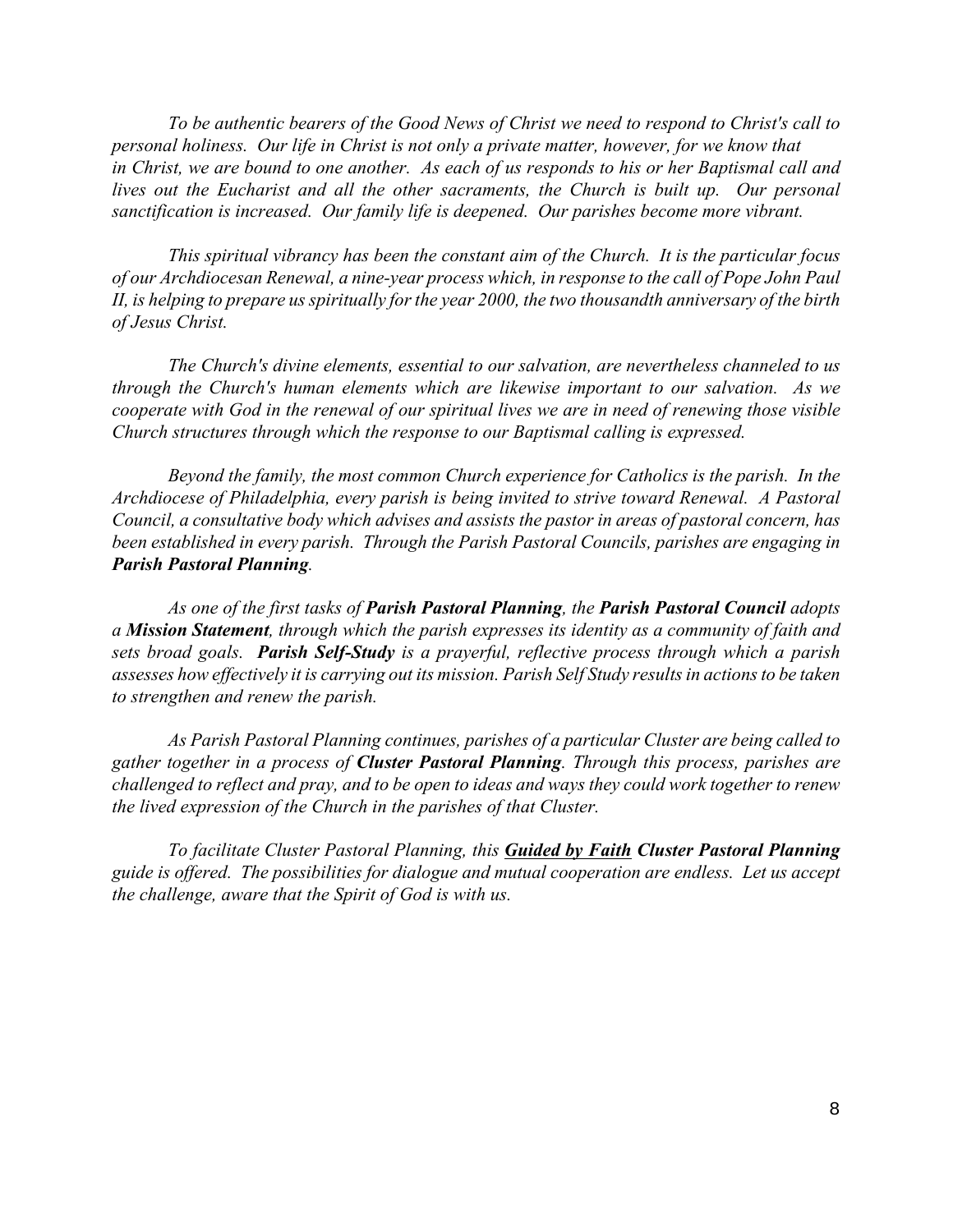*To be authentic bearers of the Good News of Christ we need to respond to Christ's call to personal holiness. Our life in Christ is not only a private matter, however, for we know that in Christ, we are bound to one another. As each of us responds to his or her Baptismal call and lives out the Eucharist and all the other sacraments, the Church is built up. Our personal sanctification is increased. Our family life is deepened. Our parishes become more vibrant.*

*This spiritual vibrancy has been the constant aim of the Church. It is the particular focus of our Archdiocesan Renewal, a nine-year process which, in response to the call of Pope John Paul II, is helping to prepare us spiritually for the year 2000, the two thousandth anniversary of the birth of Jesus Christ.*

*The Church's divine elements, essential to our salvation, are nevertheless channeled to us through the Church's human elements which are likewise important to our salvation. As we cooperate with God in the renewal of our spiritual lives we are in need of renewing those visible Church structures through which the response to our Baptismal calling is expressed.*

*Beyond the family, the most common Church experience for Catholics is the parish. In the Archdiocese of Philadelphia, every parish is being invited to strive toward Renewal. A Pastoral Council, a consultative body which advises and assists the pastor in areas of pastoral concern, has been established in every parish. Through the Parish Pastoral Councils, parishes are engaging in **Parish Pastoral Planning**.*

*As one of the first tasks of **Parish Pastoral Planning**, the **Parish Pastoral Council** adopts a **Mission Statement**, through which the parish expresses its identity as a community of faith and sets broad goals. **Parish Self-Study** is a prayerful, reflective process through which a parish assesses how effectively it is carrying out its mission. Parish Self Study results in actions to be taken to strengthen and renew the parish.*

*As Parish Pastoral Planning continues, parishes of a particular Cluster are being called to gather together in a process of **Cluster Pastoral Planning**. Through this process, parishes are challenged to reflect and pray, and to be open to ideas and ways they could work together to renew the lived expression of the Church in the parishes of that Cluster.*

*To facilitate Cluster Pastoral Planning, this **<u>Guided by Faith</u> Cluster Pastoral Planning** guide is offered. The possibilities for dialogue and mutual cooperation are endless. Let us accept the challenge, aware that the Spirit of God is with us.*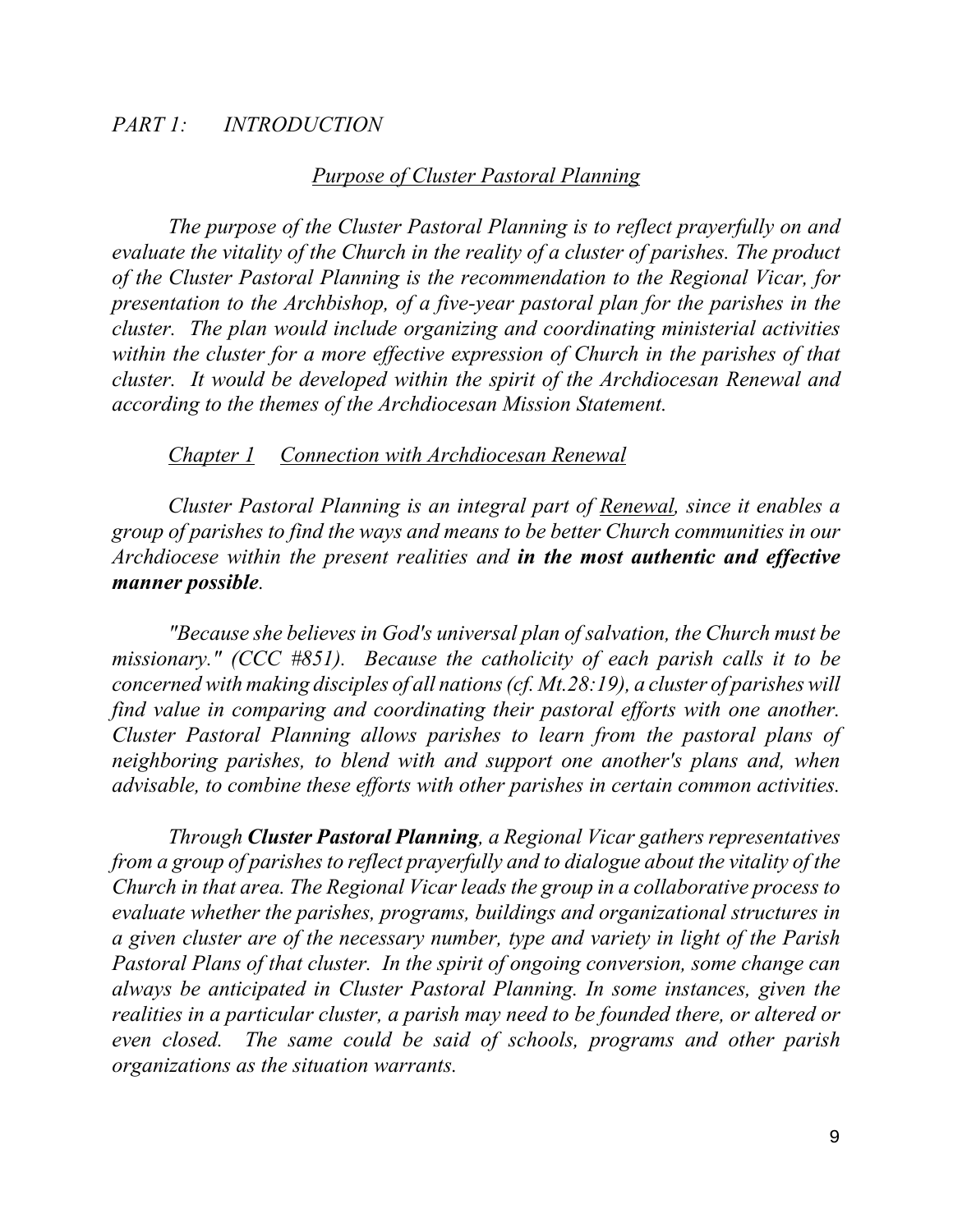## *PART 1: INTRODUCTION*

### *Purpose of Cluster Pastoral Planning*

*The purpose of the Cluster Pastoral Planning is to reflect prayerfully on and evaluate the vitality of the Church in the reality of a cluster of parishes. The product of the Cluster Pastoral Planning is the recommendation to the Regional Vicar, for presentation to the Archbishop, of a five-year pastoral plan for the parishes in the cluster. The plan would include organizing and coordinating ministerial activities within the cluster for a more effective expression of Church in the parishes of that cluster. It would be developed within the spirit of the Archdiocesan Renewal and according to the themes of the Archdiocesan Mission Statement.*

### *Chapter 1 Connection with Archdiocesan Renewal*

*Cluster Pastoral Planning is an integral part of Renewal, since it enables a group of parishes to find the ways and means to be better Church communities in our Archdiocese within the present realities and* ***in the most authentic and effective manner possible****.*

*"Because she believes in God's universal plan of salvation, the Church must be missionary." (CCC #851). Because the catholicity of each parish calls it to be concerned with making disciples of all nations (cf. Mt.28:19), a cluster of parishes will find value in comparing and coordinating their pastoral efforts with one another. Cluster Pastoral Planning allows parishes to learn from the pastoral plans of neighboring parishes, to blend with and support one another's plans and, when advisable, to combine these efforts with other parishes in certain common activities.*

*Through* ***Cluster Pastoral Planning****, a Regional Vicar gathers representatives from a group of parishes to reflect prayerfully and to dialogue about the vitality of the Church in that area. The Regional Vicar leads the group in a collaborative process to evaluate whether the parishes, programs, buildings and organizational structures in a given cluster are of the necessary number, type and variety in light of the Parish Pastoral Plans of that cluster. In the spirit of ongoing conversion, some change can always be anticipated in Cluster Pastoral Planning. In some instances, given the realities in a particular cluster, a parish may need to be founded there, or altered or even closed. The same could be said of schools, programs and other parish organizations as the situation warrants.*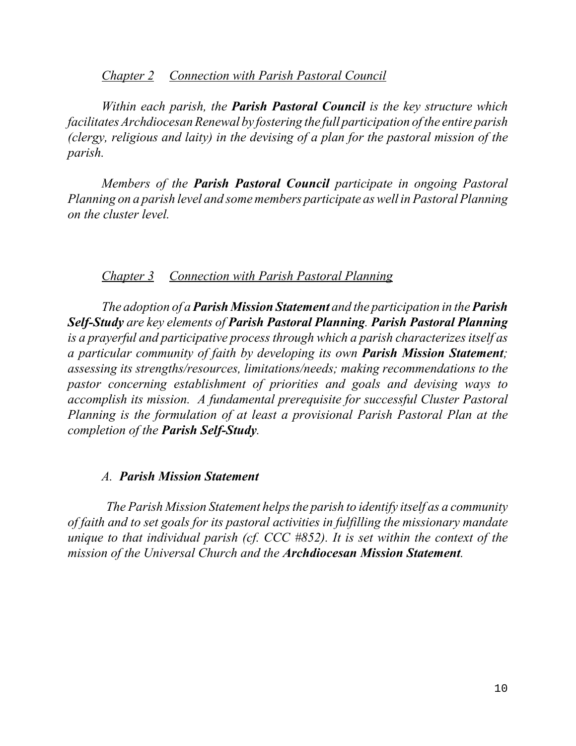## *Chapter 2 Connection with Parish Pastoral Council*

*Within each parish, the **Parish Pastoral Council** is the key structure which facilitates Archdiocesan Renewal by fostering the full participation of the entire parish (clergy, religious and laity) in the devising of a plan for the pastoral mission of the parish.*

*Members of the **Parish Pastoral Council** participate in ongoing Pastoral Planning on a parish level and some members participate as well in Pastoral Planning on the cluster level.*

## *Chapter 3 Connection with Parish Pastoral Planning*

*The adoption of a **Parish Mission Statement** and the participation in the **Parish Self-Study** are key elements of **Parish Pastoral Planning**. **Parish Pastoral Planning** is a prayerful and participative process through which a parish characterizes itself as a particular community of faith by developing its own **Parish Mission Statement**; assessing its strengths/resources, limitations/needs; making recommendations to the pastor concerning establishment of priorities and goals and devising ways to accomplish its mission. A fundamental prerequisite for successful Cluster Pastoral Planning is the formulation of at least a provisional Parish Pastoral Plan at the completion of the **Parish Self-Study**.*

### *A. **Parish Mission Statement***

*The Parish Mission Statement helps the parish to identify itself as a community of faith and to set goals for its pastoral activities in fulfilling the missionary mandate unique to that individual parish (cf. CCC #852). It is set within the context of the mission of the Universal Church and the **Archdiocesan Mission Statement**.*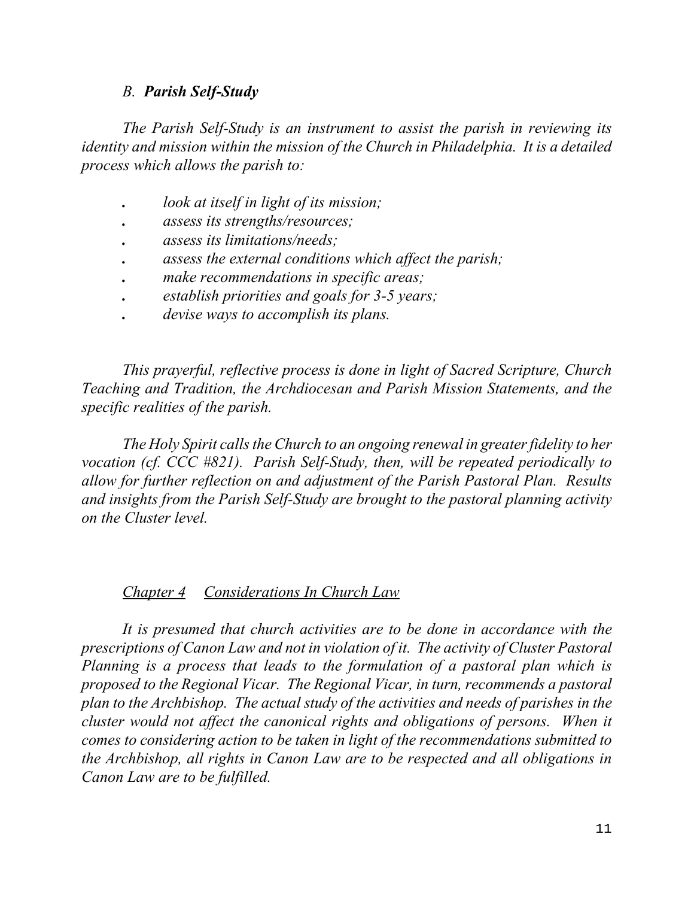### *B. **Parish Self-Study***

*The Parish Self-Study is an instrument to assist the parish in reviewing its identity and mission within the mission of the Church in Philadelphia. It is a detailed process which allows the parish to:*

- *look at itself in light of its mission;*
- *assess its strengths/resources;*
- *assess its limitations/needs;*
- *assess the external conditions which affect the parish;*
- *make recommendations in specific areas;*
- *establish priorities and goals for 3-5 years;*
- *devise ways to accomplish its plans.*

*This prayerful, reflective process is done in light of Sacred Scripture, Church Teaching and Tradition, the Archdiocesan and Parish Mission Statements, and the specific realities of the parish.*

*The Holy Spirit calls the Church to an ongoing renewal in greater fidelity to her vocation (cf. CCC #821). Parish Self-Study, then, will be repeated periodically to allow for further reflection on and adjustment of the Parish Pastoral Plan. Results and insights from the Parish Self-Study are brought to the pastoral planning activity on the Cluster level.*

## *Chapter 4 Considerations In Church Law*

*It is presumed that church activities are to be done in accordance with the prescriptions of Canon Law and not in violation of it. The activity of Cluster Pastoral Planning is a process that leads to the formulation of a pastoral plan which is proposed to the Regional Vicar. The Regional Vicar, in turn, recommends a pastoral plan to the Archbishop. The actual study of the activities and needs of parishes in the cluster would not affect the canonical rights and obligations of persons. When it comes to considering action to be taken in light of the recommendations submitted to the Archbishop, all rights in Canon Law are to be respected and all obligations in Canon Law are to be fulfilled.*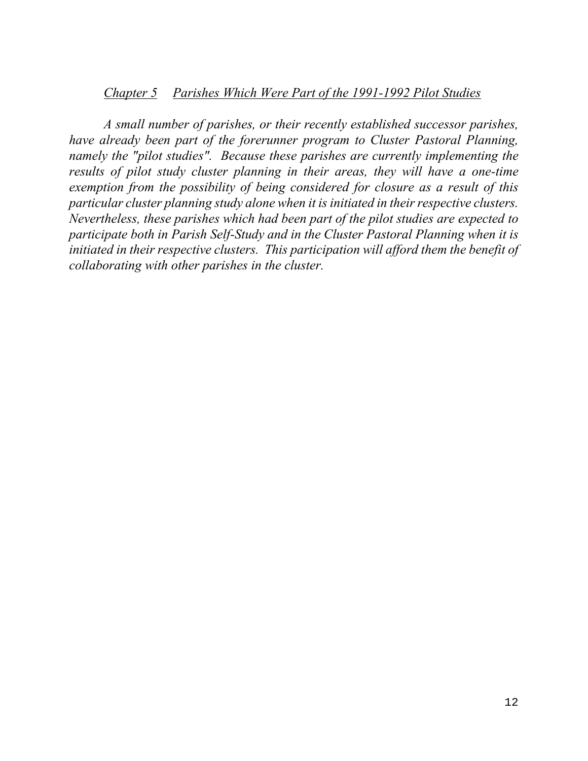## *Chapter 5 Parishes Which Were Part of the 1991-1992 Pilot Studies*

*A small number of parishes, or their recently established successor parishes, have already been part of the forerunner program to Cluster Pastoral Planning, namely the "pilot studies". Because these parishes are currently implementing the results of pilot study cluster planning in their areas, they will have a one-time exemption from the possibility of being considered for closure as a result of this particular cluster planning study alone when it is initiated in their respective clusters. Nevertheless, these parishes which had been part of the pilot studies are expected to participate both in Parish Self-Study and in the Cluster Pastoral Planning when it is initiated in their respective clusters. This participation will afford them the benefit of collaborating with other parishes in the cluster.*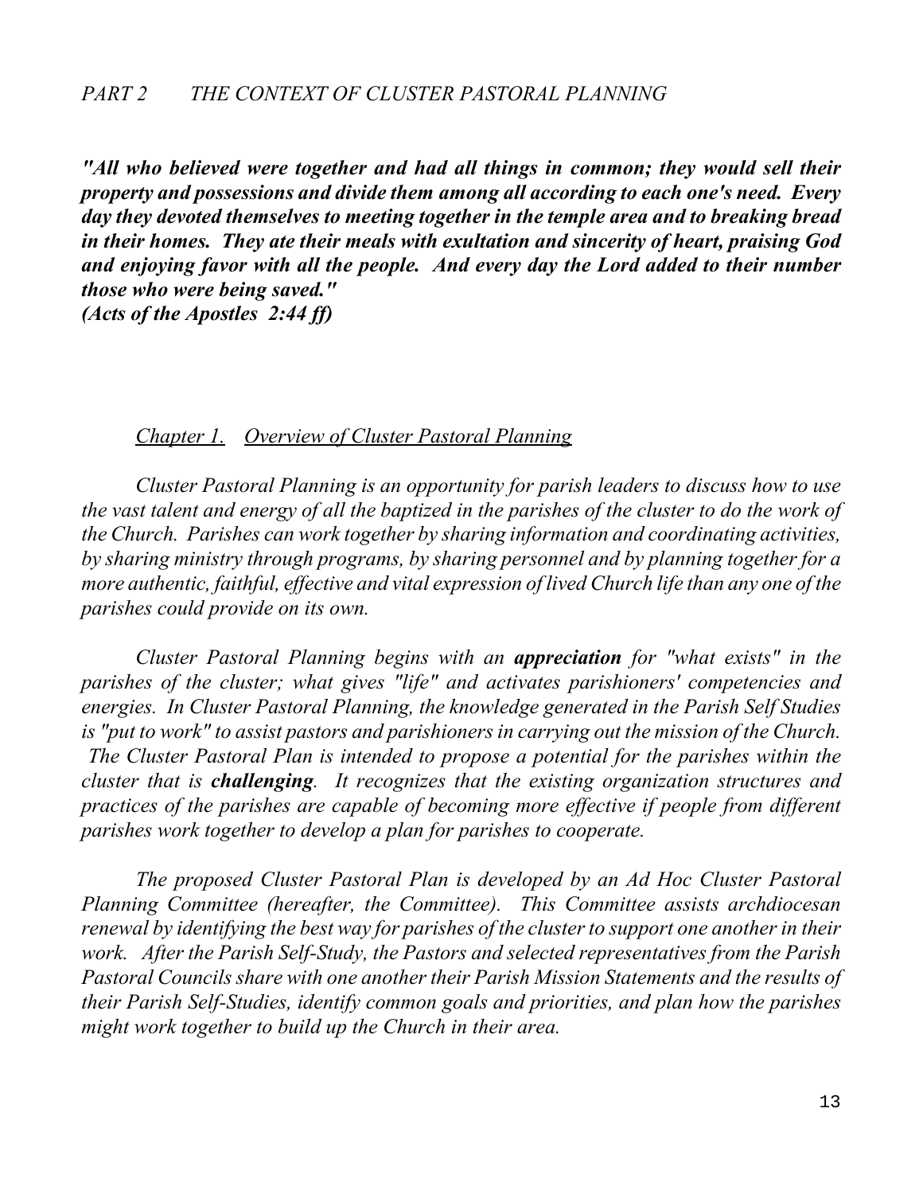## *PART 2 THE CONTEXT OF CLUSTER PASTORAL PLANNING*

***"All who believed were together and had all things in common; they would sell their property and possessions and divide them among all according to each one's need. Every day they devoted themselves to meeting together in the temple area and to breaking bread in their homes. They ate their meals with exultation and sincerity of heart, praising God and enjoying favor with all the people. And every day the Lord added to their number those who were being saved."***
***(Acts of the Apostles 2:44 ff)***

### *Chapter 1. Overview of Cluster Pastoral Planning*

*Cluster Pastoral Planning is an opportunity for parish leaders to discuss how to use the vast talent and energy of all the baptized in the parishes of the cluster to do the work of the Church. Parishes can work together by sharing information and coordinating activities, by sharing ministry through programs, by sharing personnel and by planning together for a more authentic, faithful, effective and vital expression of lived Church life than any one of the parishes could provide on its own.*

*Cluster Pastoral Planning begins with an* ***appreciation*** *for "what exists" in the parishes of the cluster; what gives "life" and activates parishioners' competencies and energies. In Cluster Pastoral Planning, the knowledge generated in the Parish Self Studies is "put to work" to assist pastors and parishioners in carrying out the mission of the Church. The Cluster Pastoral Plan is intended to propose a potential for the parishes within the cluster that is* ***challenging****. It recognizes that the existing organization structures and practices of the parishes are capable of becoming more effective if people from different parishes work together to develop a plan for parishes to cooperate.*

*The proposed Cluster Pastoral Plan is developed by an Ad Hoc Cluster Pastoral Planning Committee (hereafter, the Committee). This Committee assists archdiocesan renewal by identifying the best way for parishes of the cluster to support one another in their work. After the Parish Self-Study, the Pastors and selected representatives from the Parish Pastoral Councils share with one another their Parish Mission Statements and the results of their Parish Self-Studies, identify common goals and priorities, and plan how the parishes might work together to build up the Church in their area.*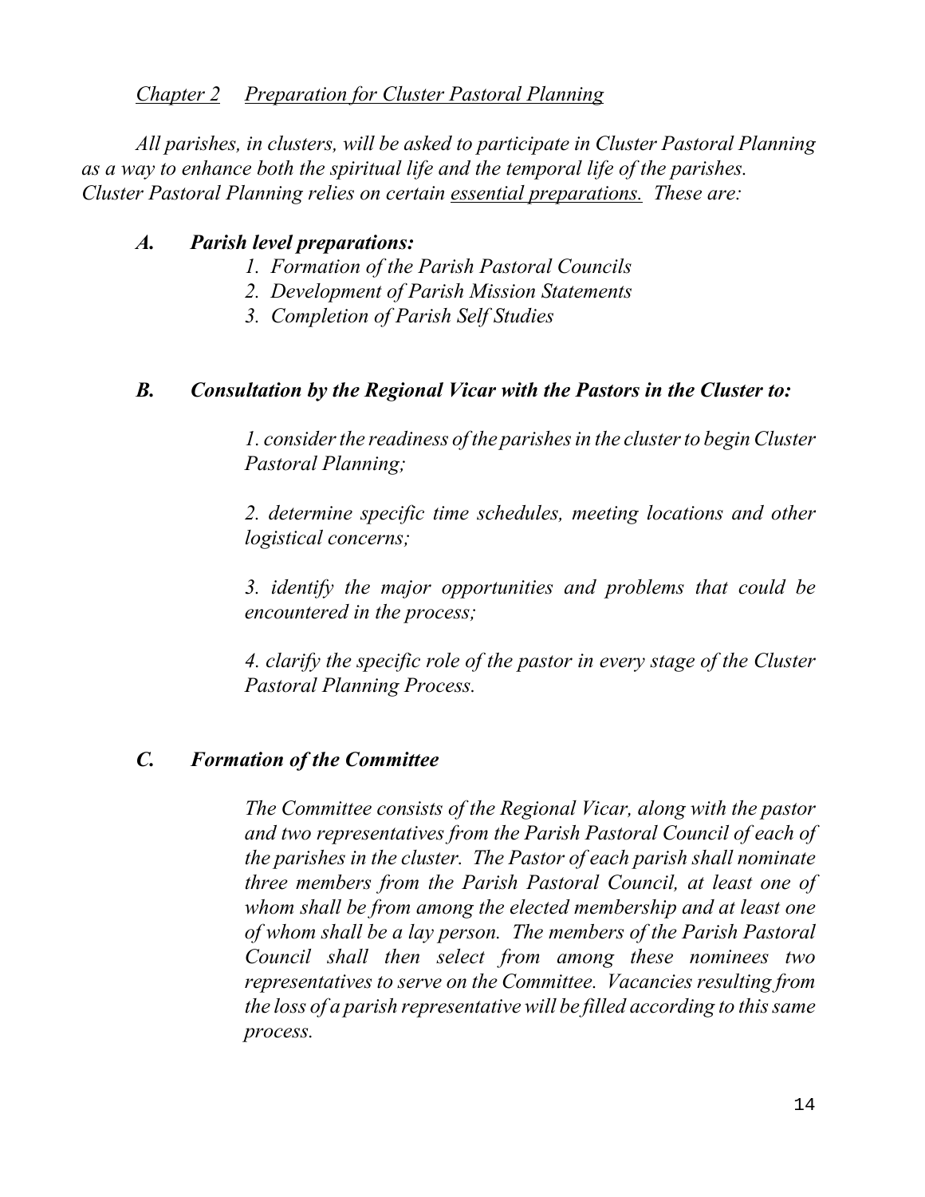## *Chapter 2 Preparation for Cluster Pastoral Planning*

*All parishes, in clusters, will be asked to participate in Cluster Pastoral Planning as a way to enhance both the spiritual life and the temporal life of the parishes. Cluster Pastoral Planning relies on certain essential preparations. These are:*

### *A. Parish level preparations:*

1. *Formation of the Parish Pastoral Councils*
2. *Development of Parish Mission Statements*
3. *Completion of Parish Self Studies*

### *B. Consultation by the Regional Vicar with the Pastors in the Cluster to:*

*1. consider the readiness of the parishes in the cluster to begin Cluster Pastoral Planning;*

*2. determine specific time schedules, meeting locations and other logistical concerns;*

*3. identify the major opportunities and problems that could be encountered in the process;*

*4. clarify the specific role of the pastor in every stage of the Cluster Pastoral Planning Process.*

### *C. Formation of the Committee*

*The Committee consists of the Regional Vicar, along with the pastor and two representatives from the Parish Pastoral Council of each of the parishes in the cluster. The Pastor of each parish shall nominate three members from the Parish Pastoral Council, at least one of whom shall be from among the elected membership and at least one of whom shall be a lay person. The members of the Parish Pastoral Council shall then select from among these nominees two representatives to serve on the Committee. Vacancies resulting from the loss of a parish representative will be filled according to this same process.*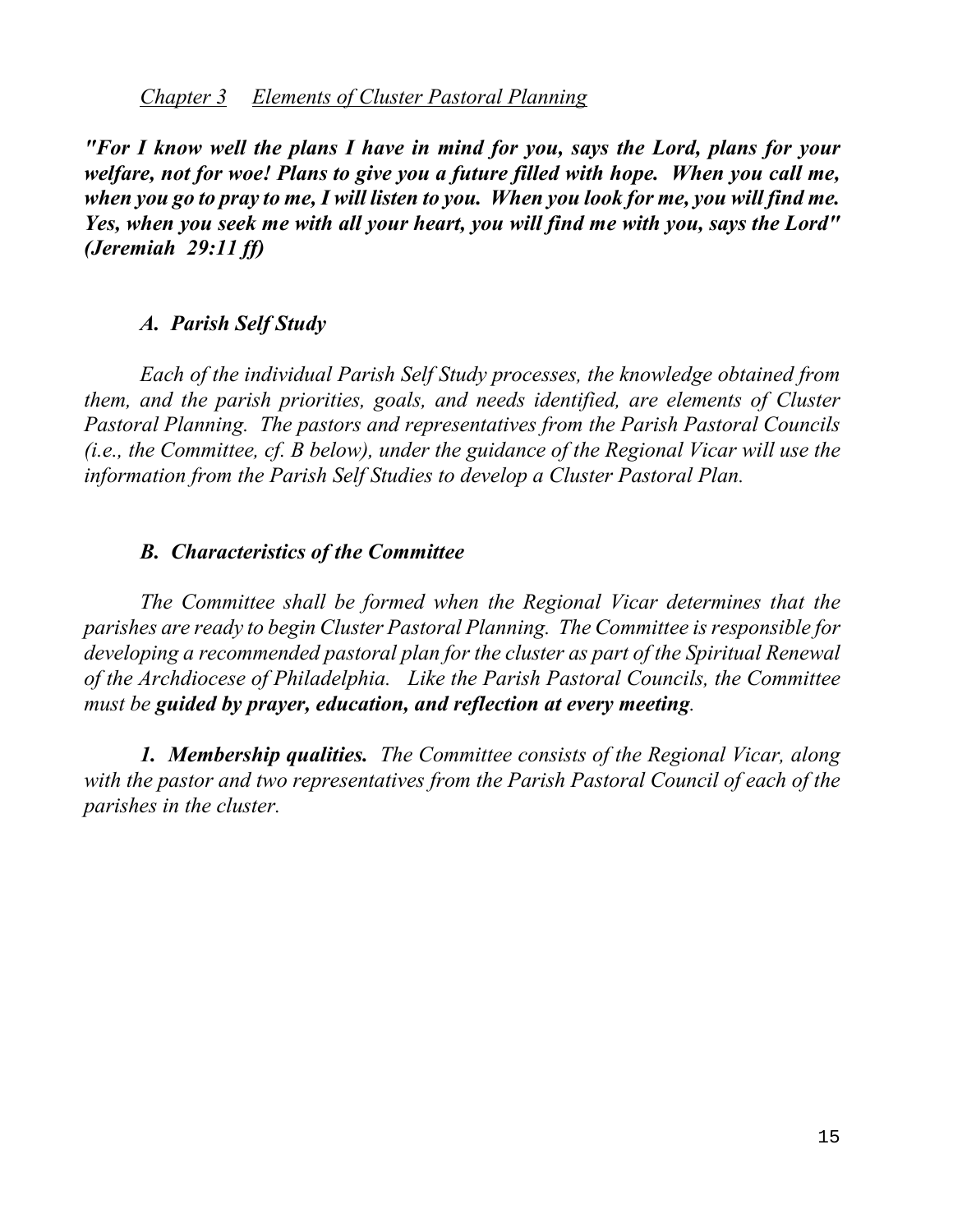## *Chapter 3 Elements of Cluster Pastoral Planning*

***"For I know well the plans I have in mind for you, says the Lord, plans for your welfare, not for woe! Plans to give you a future filled with hope. When you call me, when you go to pray to me, I will listen to you. When you look for me, you will find me. Yes, when you seek me with all your heart, you will find me with you, says the Lord" (Jeremiah 29:11 ff)***

### *A. Parish Self Study*

*Each of the individual Parish Self Study processes, the knowledge obtained from them, and the parish priorities, goals, and needs identified, are elements of Cluster Pastoral Planning. The pastors and representatives from the Parish Pastoral Councils (i.e., the Committee, cf. B below), under the guidance of the Regional Vicar will use the information from the Parish Self Studies to develop a Cluster Pastoral Plan.*

### *B. Characteristics of the Committee*

*The Committee shall be formed when the Regional Vicar determines that the parishes are ready to begin Cluster Pastoral Planning. The Committee is responsible for developing a recommended pastoral plan for the cluster as part of the Spiritual Renewal of the Archdiocese of Philadelphia. Like the Parish Pastoral Councils, the Committee must be **guided by prayer, education, and reflection at every meeting**.*

***1. Membership qualities.*** *The Committee consists of the Regional Vicar, along with the pastor and two representatives from the Parish Pastoral Council of each of the parishes in the cluster.*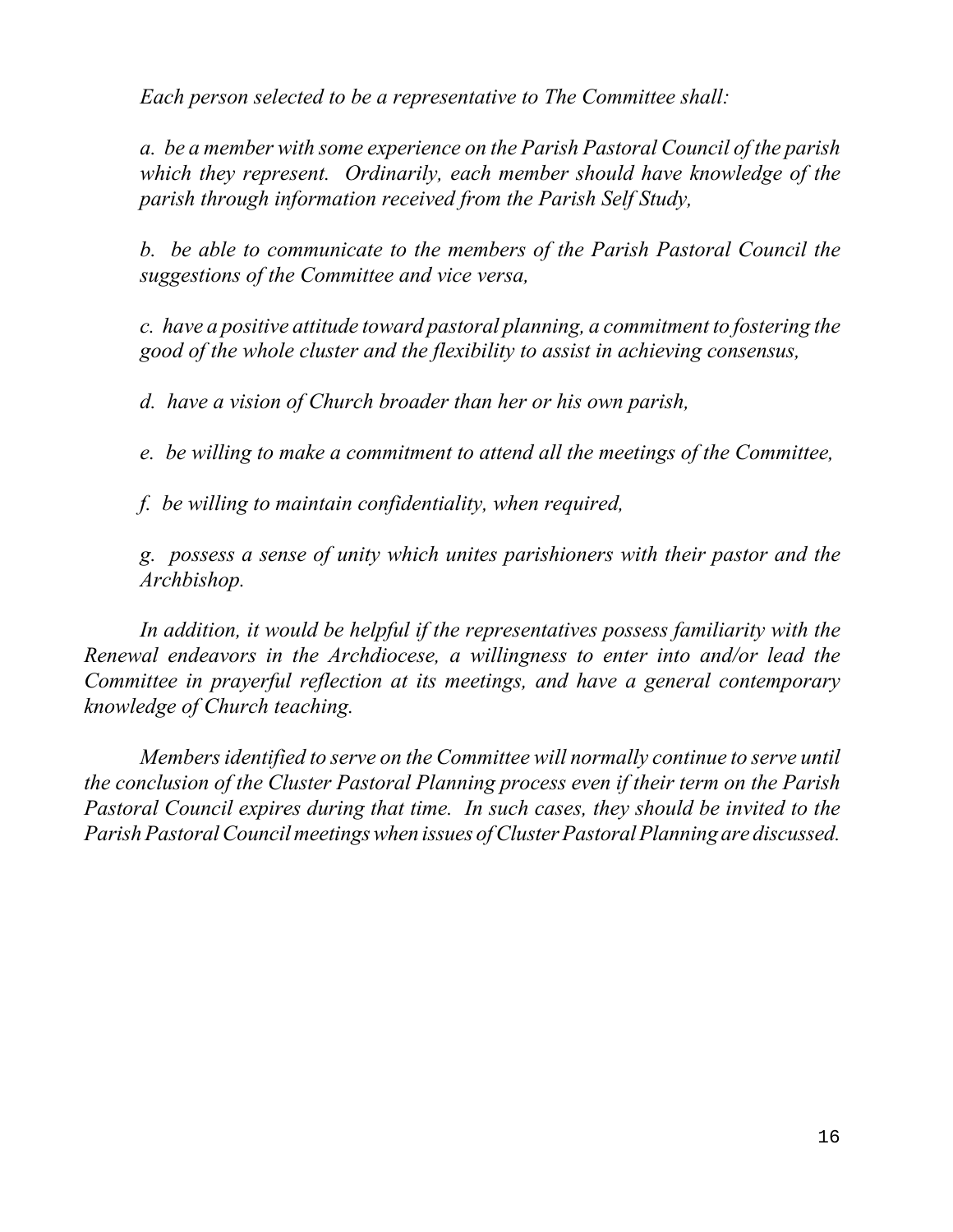*Each person selected to be a representative to The Committee shall:*

*a. be a member with some experience on the Parish Pastoral Council of the parish which they represent. Ordinarily, each member should have knowledge of the parish through information received from the Parish Self Study,*

*b. be able to communicate to the members of the Parish Pastoral Council the suggestions of the Committee and vice versa,*

*c. have a positive attitude toward pastoral planning, a commitment to fostering the good of the whole cluster and the flexibility to assist in achieving consensus,*

*d. have a vision of Church broader than her or his own parish,*

*e. be willing to make a commitment to attend all the meetings of the Committee,*

*f. be willing to maintain confidentiality, when required,*

*g. possess a sense of unity which unites parishioners with their pastor and the Archbishop.*

*In addition, it would be helpful if the representatives possess familiarity with the Renewal endeavors in the Archdiocese, a willingness to enter into and/or lead the Committee in prayerful reflection at its meetings, and have a general contemporary knowledge of Church teaching.*

*Members identified to serve on the Committee will normally continue to serve until the conclusion of the Cluster Pastoral Planning process even if their term on the Parish Pastoral Council expires during that time. In such cases, they should be invited to the Parish Pastoral Council meetings when issues of Cluster Pastoral Planning are discussed.*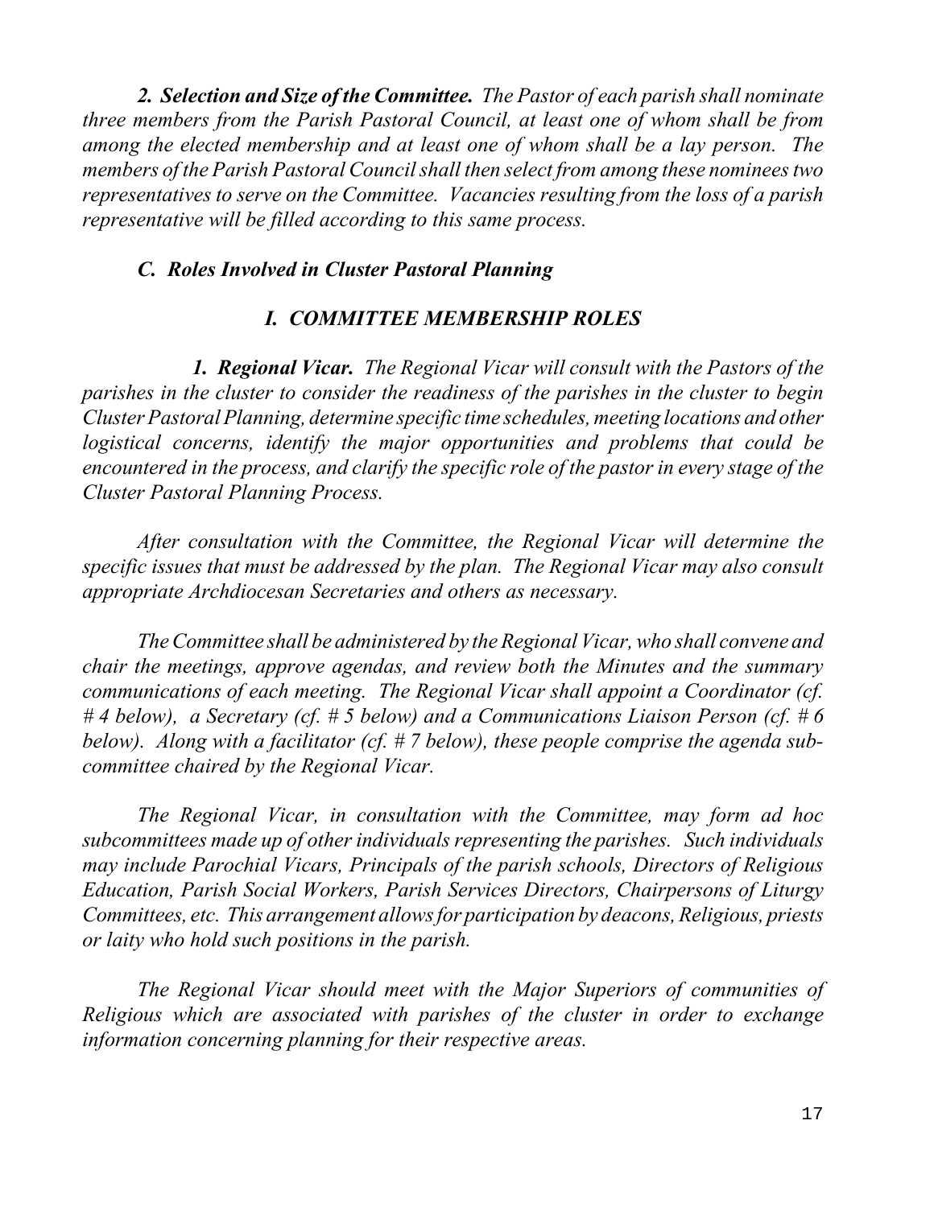***2. Selection and Size of the Committee.*** *The Pastor of each parish shall nominate three members from the Parish Pastoral Council, at least one of whom shall be from among the elected membership and at least one of whom shall be a lay person. The members of the Parish Pastoral Council shall then select from among these nominees two representatives to serve on the Committee. Vacancies resulting from the loss of a parish representative will be filled according to this same process.*

### *C. Roles Involved in Cluster Pastoral Planning*

#### *I. COMMITTEE MEMBERSHIP ROLES*

***1. Regional Vicar.*** *The Regional Vicar will consult with the Pastors of the parishes in the cluster to consider the readiness of the parishes in the cluster to begin Cluster Pastoral Planning, determine specific time schedules, meeting locations and other logistical concerns, identify the major opportunities and problems that could be encountered in the process, and clarify the specific role of the pastor in every stage of the Cluster Pastoral Planning Process.*

*After consultation with the Committee, the Regional Vicar will determine the specific issues that must be addressed by the plan. The Regional Vicar may also consult appropriate Archdiocesan Secretaries and others as necessary.*

*The Committee shall be administered by the Regional Vicar, who shall convene and chair the meetings, approve agendas, and review both the Minutes and the summary communications of each meeting. The Regional Vicar shall appoint a Coordinator (cf. # 4 below), a Secretary (cf. # 5 below) and a Communications Liaison Person (cf. # 6 below). Along with a facilitator (cf. # 7 below), these people comprise the agenda sub-committee chaired by the Regional Vicar.*

*The Regional Vicar, in consultation with the Committee, may form ad hoc subcommittees made up of other individuals representing the parishes. Such individuals may include Parochial Vicars, Principals of the parish schools, Directors of Religious Education, Parish Social Workers, Parish Services Directors, Chairpersons of Liturgy Committees, etc. This arrangement allows for participation by deacons, Religious, priests or laity who hold such positions in the parish.*

*The Regional Vicar should meet with the Major Superiors of communities of Religious which are associated with parishes of the cluster in order to exchange information concerning planning for their respective areas.*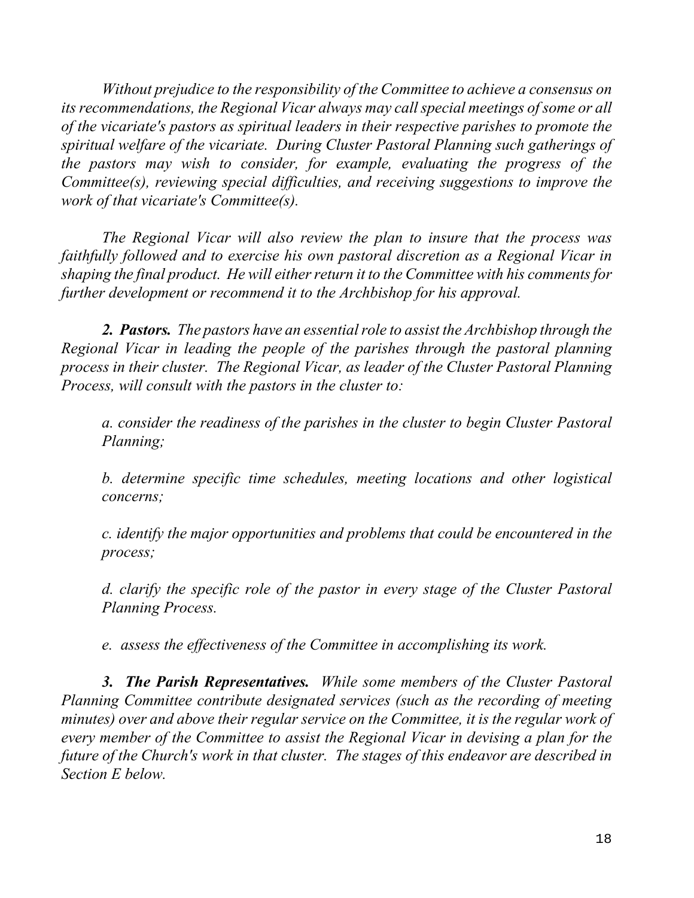*Without prejudice to the responsibility of the Committee to achieve a consensus on its recommendations, the Regional Vicar always may call special meetings of some or all of the vicariate's pastors as spiritual leaders in their respective parishes to promote the spiritual welfare of the vicariate. During Cluster Pastoral Planning such gatherings of the pastors may wish to consider, for example, evaluating the progress of the Committee(s), reviewing special difficulties, and receiving suggestions to improve the work of that vicariate's Committee(s).*

*The Regional Vicar will also review the plan to insure that the process was faithfully followed and to exercise his own pastoral discretion as a Regional Vicar in shaping the final product. He will either return it to the Committee with his comments for further development or recommend it to the Archbishop for his approval.*

***2. Pastors.*** *The pastors have an essential role to assist the Archbishop through the Regional Vicar in leading the people of the parishes through the pastoral planning process in their cluster. The Regional Vicar, as leader of the Cluster Pastoral Planning Process, will consult with the pastors in the cluster to:*

> *a. consider the readiness of the parishes in the cluster to begin Cluster Pastoral Planning;*
>
> *b. determine specific time schedules, meeting locations and other logistical concerns;*
>
> *c. identify the major opportunities and problems that could be encountered in the process;*
>
> *d. clarify the specific role of the pastor in every stage of the Cluster Pastoral Planning Process.*
>
> *e. assess the effectiveness of the Committee in accomplishing its work.*

***3. The Parish Representatives.*** *While some members of the Cluster Pastoral Planning Committee contribute designated services (such as the recording of meeting minutes) over and above their regular service on the Committee, it is the regular work of every member of the Committee to assist the Regional Vicar in devising a plan for the future of the Church's work in that cluster. The stages of this endeavor are described in Section E below.*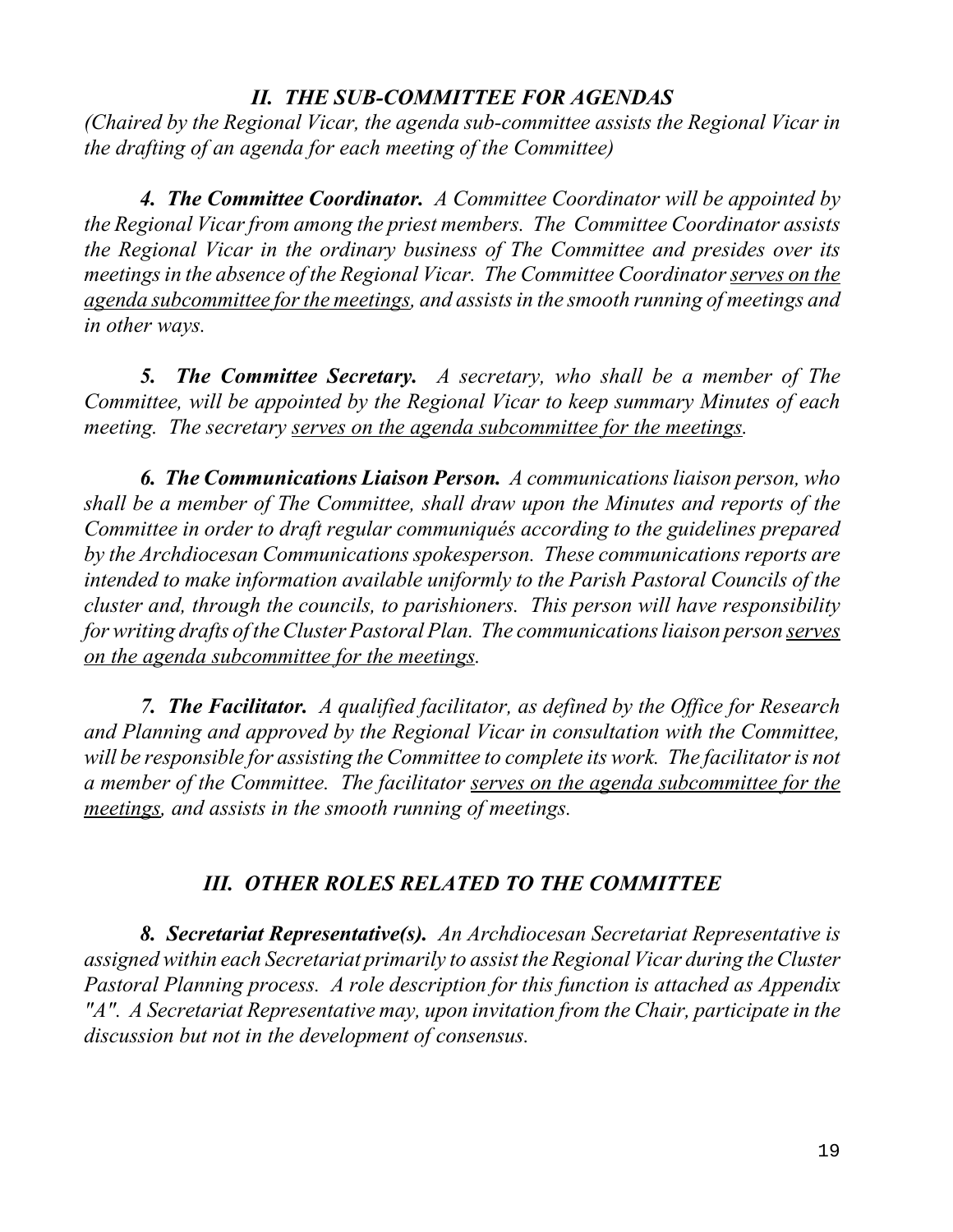## *II. THE SUB-COMMITTEE FOR AGENDAS*

*(Chaired by the Regional Vicar, the agenda sub-committee assists the Regional Vicar in the drafting of an agenda for each meeting of the Committee)*

***4. The Committee Coordinator.*** *A Committee Coordinator will be appointed by the Regional Vicar from among the priest members. The Committee Coordinator assists the Regional Vicar in the ordinary business of The Committee and presides over its meetings in the absence of the Regional Vicar. The Committee Coordinator <u>serves on the agenda subcommittee for the meetings</u>, and assists in the smooth running of meetings and in other ways.*

***5. The Committee Secretary.*** *A secretary, who shall be a member of The Committee, will be appointed by the Regional Vicar to keep summary Minutes of each meeting. The secretary <u>serves on the agenda subcommittee for the meetings</u>.*

***6. The Communications Liaison Person.*** *A communications liaison person, who shall be a member of The Committee, shall draw upon the Minutes and reports of the Committee in order to draft regular communiqués according to the guidelines prepared by the Archdiocesan Communications spokesperson. These communications reports are intended to make information available uniformly to the Parish Pastoral Councils of the cluster and, through the councils, to parishioners. This person will have responsibility for writing drafts of the Cluster Pastoral Plan. The communications liaison person <u>serves on the agenda subcommittee for the meetings</u>.*

***7. The Facilitator.*** *A qualified facilitator, as defined by the Office for Research and Planning and approved by the Regional Vicar in consultation with the Committee, will be responsible for assisting the Committee to complete its work. The facilitator is not a member of the Committee. The facilitator <u>serves on the agenda subcommittee for the meetings</u>, and assists in the smooth running of meetings.*

## *III. OTHER ROLES RELATED TO THE COMMITTEE*

***8. Secretariat Representative(s).*** *An Archdiocesan Secretariat Representative is assigned within each Secretariat primarily to assist the Regional Vicar during the Cluster Pastoral Planning process. A role description for this function is attached as Appendix "A". A Secretariat Representative may, upon invitation from the Chair, participate in the discussion but not in the development of consensus.*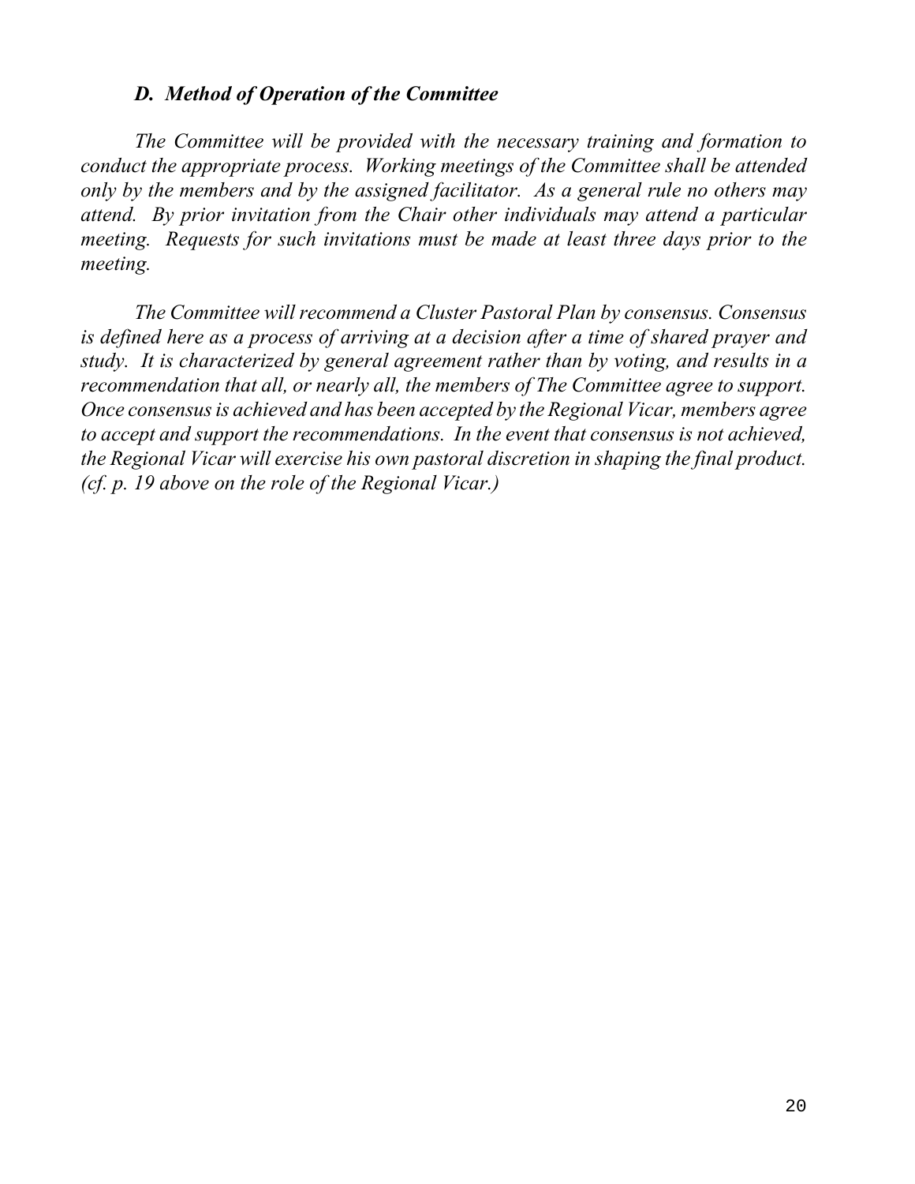### *D. Method of Operation of the Committee*

*The Committee will be provided with the necessary training and formation to conduct the appropriate process. Working meetings of the Committee shall be attended only by the members and by the assigned facilitator. As a general rule no others may attend. By prior invitation from the Chair other individuals may attend a particular meeting. Requests for such invitations must be made at least three days prior to the meeting.*

*The Committee will recommend a Cluster Pastoral Plan by consensus. Consensus is defined here as a process of arriving at a decision after a time of shared prayer and study. It is characterized by general agreement rather than by voting, and results in a recommendation that all, or nearly all, the members of The Committee agree to support. Once consensus is achieved and has been accepted by the Regional Vicar, members agree to accept and support the recommendations. In the event that consensus is not achieved, the Regional Vicar will exercise his own pastoral discretion in shaping the final product. (cf. p. 19 above on the role of the Regional Vicar.)*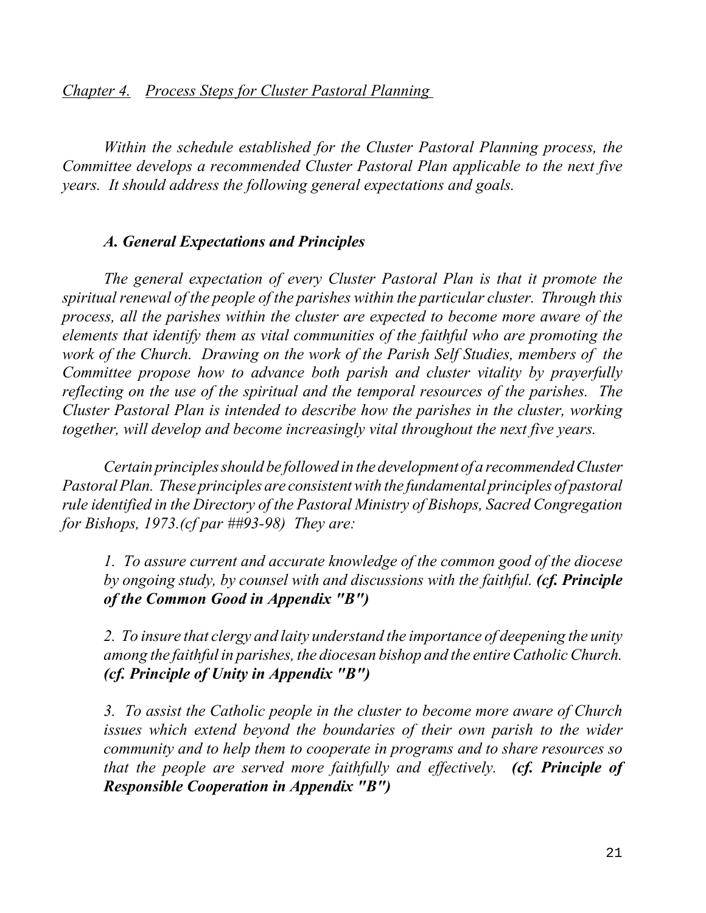## *Chapter 4. Process Steps for Cluster Pastoral Planning*

*Within the schedule established for the Cluster Pastoral Planning process, the Committee develops a recommended Cluster Pastoral Plan applicable to the next five years. It should address the following general expectations and goals.*

### *A. General Expectations and Principles*

*The general expectation of every Cluster Pastoral Plan is that it promote the spiritual renewal of the people of the parishes within the particular cluster. Through this process, all the parishes within the cluster are expected to become more aware of the elements that identify them as vital communities of the faithful who are promoting the work of the Church. Drawing on the work of the Parish Self Studies, members of the Committee propose how to advance both parish and cluster vitality by prayerfully reflecting on the use of the spiritual and the temporal resources of the parishes. The Cluster Pastoral Plan is intended to describe how the parishes in the cluster, working together, will develop and become increasingly vital throughout the next five years.*

*Certain principles should be followed in the development of a recommended Cluster Pastoral Plan. These principles are consistent with the fundamental principles of pastoral rule identified in the Directory of the Pastoral Ministry of Bishops, Sacred Congregation for Bishops, 1973.(cf par ##93-98) They are:*

1. *To assure current and accurate knowledge of the common good of the diocese by ongoing study, by counsel with and discussions with the faithful.* ***(cf. Principle of the Common Good in Appendix "B")***

2. *To insure that clergy and laity understand the importance of deepening the unity among the faithful in parishes, the diocesan bishop and the entire Catholic Church.* ***(cf. Principle of Unity in Appendix "B")***

3. *To assist the Catholic people in the cluster to become more aware of Church issues which extend beyond the boundaries of their own parish to the wider community and to help them to cooperate in programs and to share resources so that the people are served more faithfully and effectively.* ***(cf. Principle of Responsible Cooperation in Appendix "B")***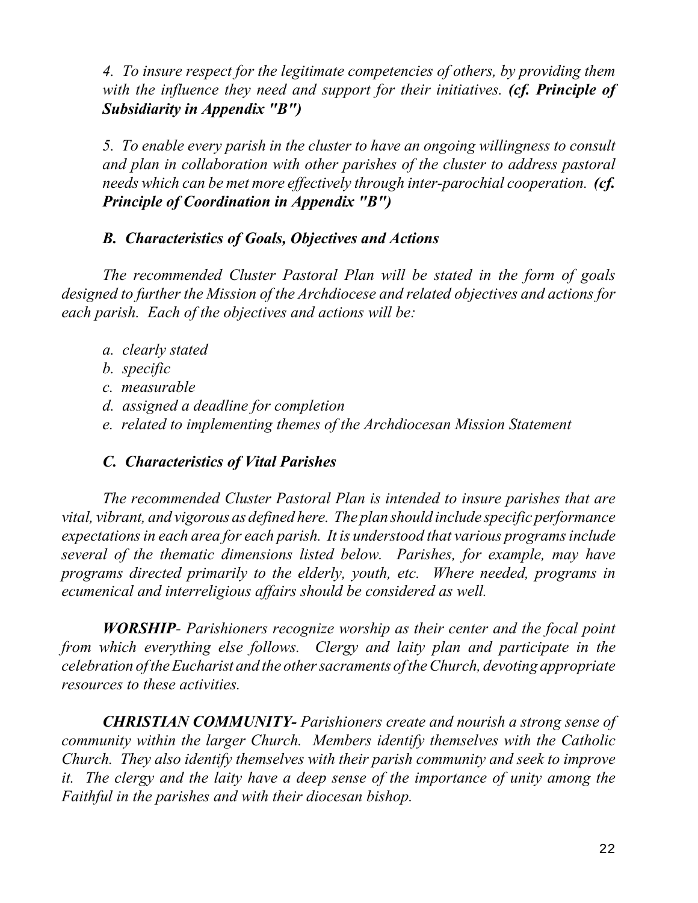*4. To insure respect for the legitimate competencies of others, by providing them with the influence they need and support for their initiatives.* ***(cf. Principle of Subsidiarity in Appendix "B")***

*5. To enable every parish in the cluster to have an ongoing willingness to consult and plan in collaboration with other parishes of the cluster to address pastoral needs which can be met more effectively through inter-parochial cooperation.* ***(cf. Principle of Coordination in Appendix "B")***

### *B. Characteristics of Goals, Objectives and Actions*

*The recommended Cluster Pastoral Plan will be stated in the form of goals designed to further the Mission of the Archdiocese and related objectives and actions for each parish. Each of the objectives and actions will be:*

*a. clearly stated*
*b. specific*
*c. measurable*
*d. assigned a deadline for completion*
*e. related to implementing themes of the Archdiocesan Mission Statement*

### *C. Characteristics of Vital Parishes*

*The recommended Cluster Pastoral Plan is intended to insure parishes that are vital, vibrant, and vigorous as defined here. The plan should include specific performance expectations in each area for each parish. It is understood that various programs include several of the thematic dimensions listed below. Parishes, for example, may have programs directed primarily to the elderly, youth, etc. Where needed, programs in ecumenical and interreligious affairs should be considered as well.*

***WORSHIP****- Parishioners recognize worship as their center and the focal point from which everything else follows. Clergy and laity plan and participate in the celebration of the Eucharist and the other sacraments of the Church, devoting appropriate resources to these activities.*

***CHRISTIAN COMMUNITY-*** *Parishioners create and nourish a strong sense of community within the larger Church. Members identify themselves with the Catholic Church. They also identify themselves with their parish community and seek to improve it. The clergy and the laity have a deep sense of the importance of unity among the Faithful in the parishes and with their diocesan bishop.*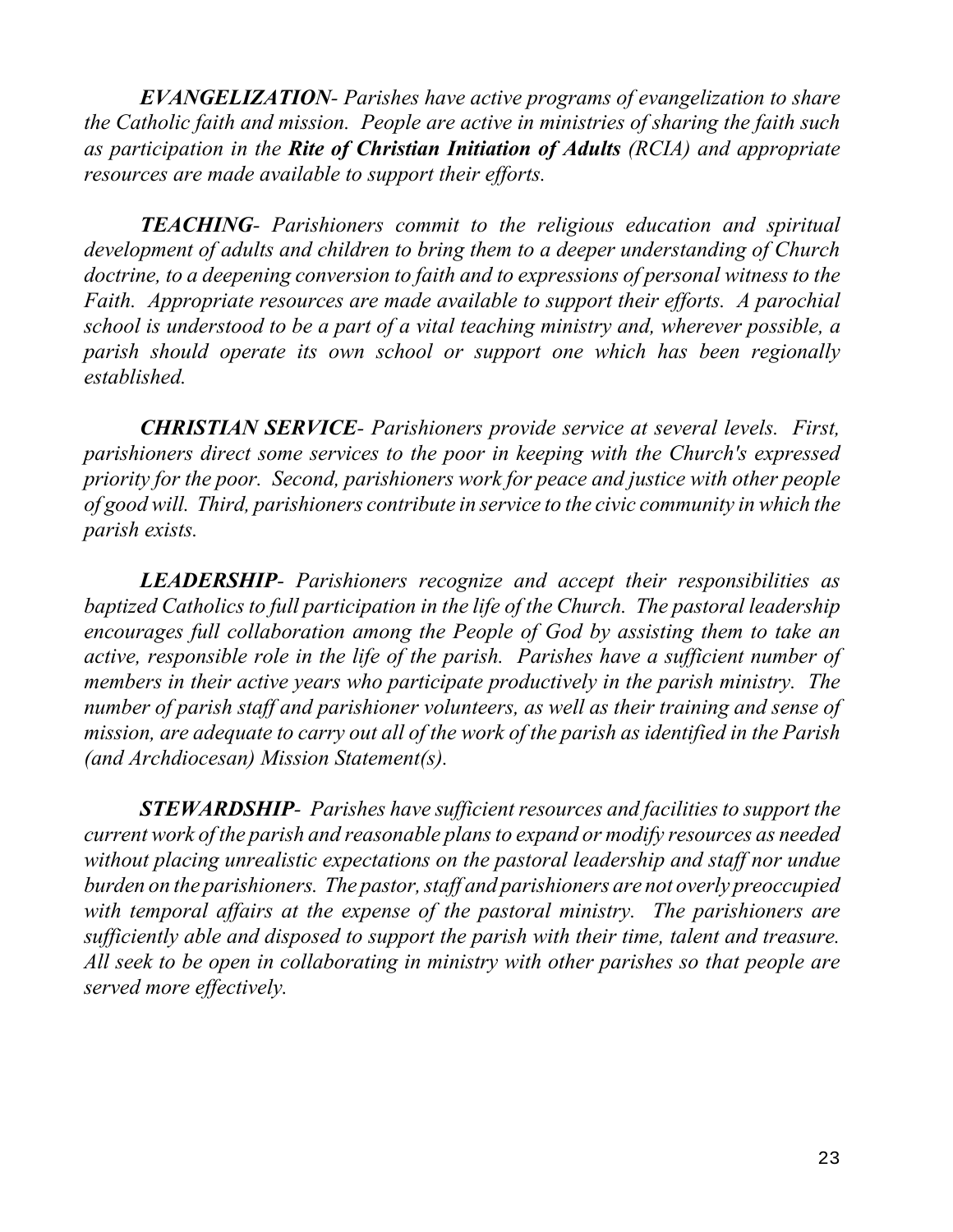***EVANGELIZATION****- Parishes have active programs of evangelization to share the Catholic faith and mission. People are active in ministries of sharing the faith such as participation in the* ***Rite of Christian Initiation of Adults*** *(RCIA) and appropriate resources are made available to support their efforts.*

***TEACHING****- Parishioners commit to the religious education and spiritual development of adults and children to bring them to a deeper understanding of Church doctrine, to a deepening conversion to faith and to expressions of personal witness to the Faith. Appropriate resources are made available to support their efforts. A parochial school is understood to be a part of a vital teaching ministry and, wherever possible, a parish should operate its own school or support one which has been regionally established.*

***CHRISTIAN SERVICE****- Parishioners provide service at several levels. First, parishioners direct some services to the poor in keeping with the Church's expressed priority for the poor. Second, parishioners work for peace and justice with other people of good will. Third, parishioners contribute in service to the civic community in which the parish exists.*

***LEADERSHIP****- Parishioners recognize and accept their responsibilities as baptized Catholics to full participation in the life of the Church. The pastoral leadership encourages full collaboration among the People of God by assisting them to take an active, responsible role in the life of the parish. Parishes have a sufficient number of members in their active years who participate productively in the parish ministry. The number of parish staff and parishioner volunteers, as well as their training and sense of mission, are adequate to carry out all of the work of the parish as identified in the Parish (and Archdiocesan) Mission Statement(s).*

***STEWARDSHIP****- Parishes have sufficient resources and facilities to support the current work of the parish and reasonable plans to expand or modify resources as needed without placing unrealistic expectations on the pastoral leadership and staff nor undue burden on the parishioners. The pastor, staff and parishioners are not overly preoccupied with temporal affairs at the expense of the pastoral ministry. The parishioners are sufficiently able and disposed to support the parish with their time, talent and treasure. All seek to be open in collaborating in ministry with other parishes so that people are served more effectively.*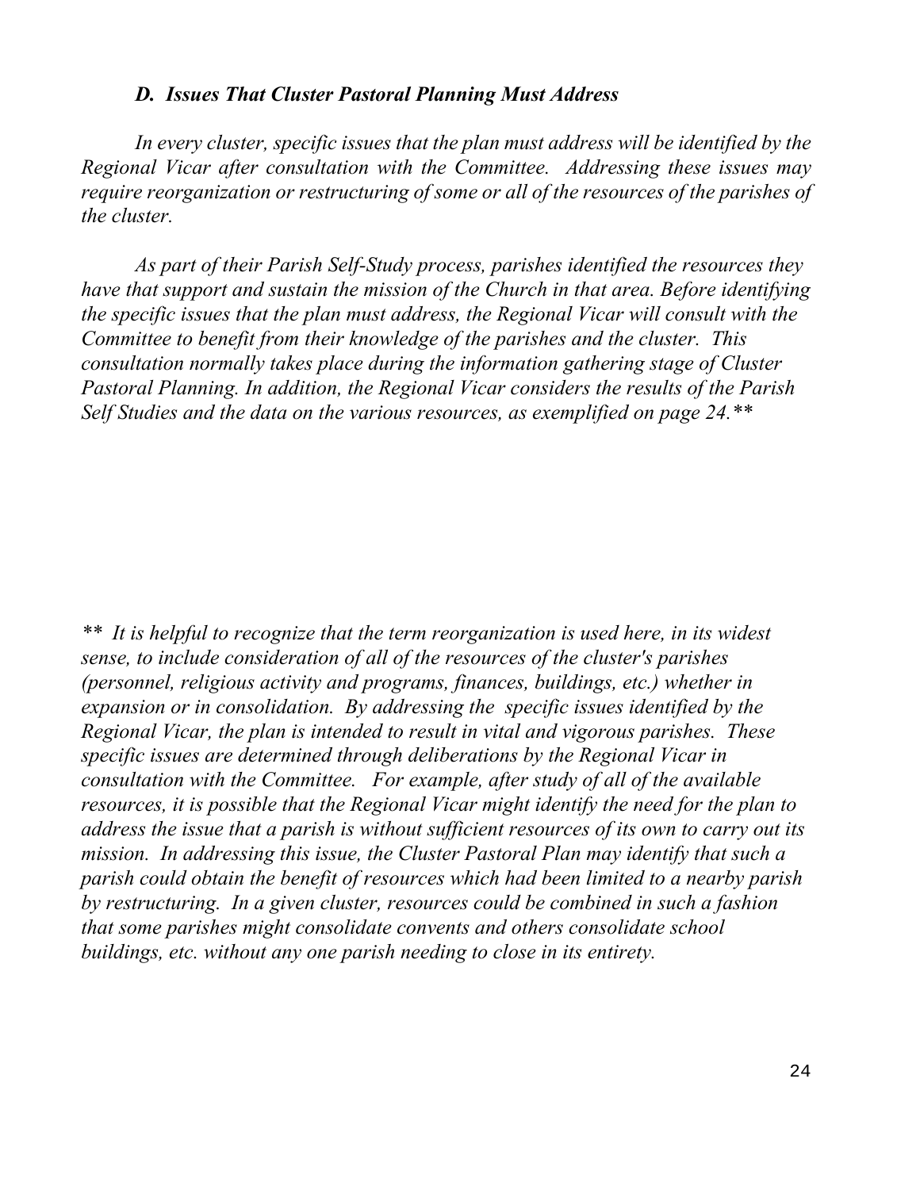### *D. Issues That Cluster Pastoral Planning Must Address*

*In every cluster, specific issues that the plan must address will be identified by the Regional Vicar after consultation with the Committee. Addressing these issues may require reorganization or restructuring of some or all of the resources of the parishes of the cluster.*

*As part of their Parish Self-Study process, parishes identified the resources they have that support and sustain the mission of the Church in that area. Before identifying the specific issues that the plan must address, the Regional Vicar will consult with the Committee to benefit from their knowledge of the parishes and the cluster. This consultation normally takes place during the information gathering stage of Cluster Pastoral Planning. In addition, the Regional Vicar considers the results of the Parish Self Studies and the data on the various resources, as exemplified on page 24.***

*** It is helpful to recognize that the term reorganization is used here, in its widest sense, to include consideration of all of the resources of the cluster's parishes (personnel, religious activity and programs, finances, buildings, etc.) whether in expansion or in consolidation. By addressing the specific issues identified by the Regional Vicar, the plan is intended to result in vital and vigorous parishes. These specific issues are determined through deliberations by the Regional Vicar in consultation with the Committee. For example, after study of all of the available resources, it is possible that the Regional Vicar might identify the need for the plan to address the issue that a parish is without sufficient resources of its own to carry out its mission. In addressing this issue, the Cluster Pastoral Plan may identify that such a parish could obtain the benefit of resources which had been limited to a nearby parish by restructuring. In a given cluster, resources could be combined in such a fashion that some parishes might consolidate convents and others consolidate school buildings, etc. without any one parish needing to close in its entirety.*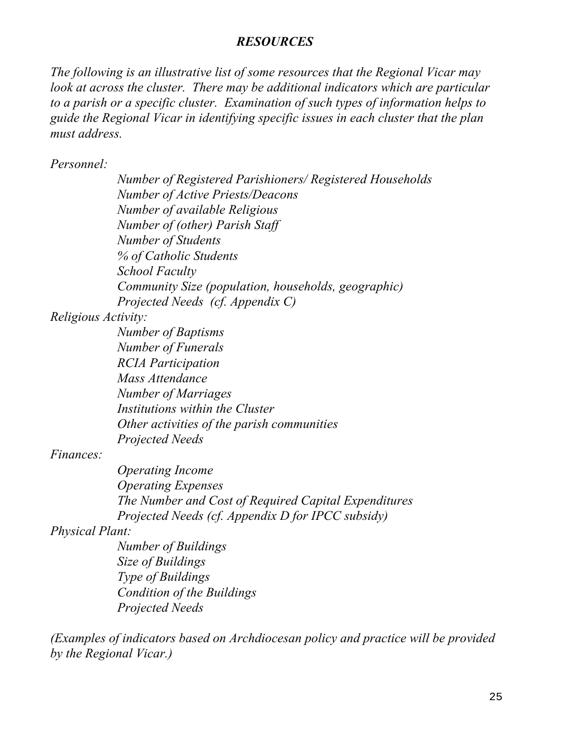## *RESOURCES*

*The following is an illustrative list of some resources that the Regional Vicar may look at across the cluster. There may be additional indicators which are particular to a parish or a specific cluster. Examination of such types of information helps to guide the Regional Vicar in identifying specific issues in each cluster that the plan must address.*

*Personnel:*

- *Number of Registered Parishioners/ Registered Households*
- *Number of Active Priests/Deacons*
- *Number of available Religious*
- *Number of (other) Parish Staff*
- *Number of Students*
- *% of Catholic Students*
- *School Faculty*
- *Community Size (population, households, geographic)*
- *Projected Needs (cf. Appendix C)*

*Religious Activity:*

- *Number of Baptisms*
- *Number of Funerals*
- *RCIA Participation*
- *Mass Attendance*
- *Number of Marriages*
- *Institutions within the Cluster*
- *Other activities of the parish communities*
- *Projected Needs*

*Finances:*

- *Operating Income*
- *Operating Expenses*
- *The Number and Cost of Required Capital Expenditures*
- *Projected Needs (cf. Appendix D for IPCC subsidy)*

*Physical Plant:*

- *Number of Buildings*
- *Size of Buildings*
- *Type of Buildings*
- *Condition of the Buildings*
- *Projected Needs*

*(Examples of indicators based on Archdiocesan policy and practice will be provided by the Regional Vicar.)*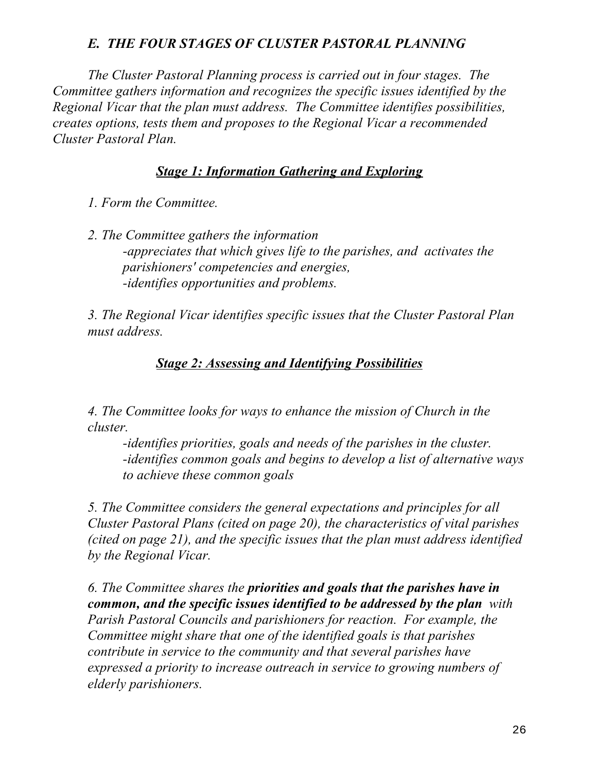## *E. THE FOUR STAGES OF CLUSTER PASTORAL PLANNING*

*The Cluster Pastoral Planning process is carried out in four stages. The Committee gathers information and recognizes the specific issues identified by the Regional Vicar that the plan must address. The Committee identifies possibilities, creates options, tests them and proposes to the Regional Vicar a recommended Cluster Pastoral Plan.*

### ***Stage 1: Information Gathering and Exploring***

*1. Form the Committee.*

*2. The Committee gathers the information*
*-appreciates that which gives life to the parishes, and activates the parishioners' competencies and energies,*
*-identifies opportunities and problems.*

*3. The Regional Vicar identifies specific issues that the Cluster Pastoral Plan must address.*

### ***Stage 2: Assessing and Identifying Possibilities***

*4. The Committee looks for ways to enhance the mission of Church in the cluster.*
*-identifies priorities, goals and needs of the parishes in the cluster.*
*-identifies common goals and begins to develop a list of alternative ways to achieve these common goals*

*5. The Committee considers the general expectations and principles for all Cluster Pastoral Plans (cited on page 20), the characteristics of vital parishes (cited on page 21), and the specific issues that the plan must address identified by the Regional Vicar.*

*6. The Committee shares the **priorities and goals that the parishes have in common, and the specific issues identified to be addressed by the plan** with Parish Pastoral Councils and parishioners for reaction. For example, the Committee might share that one of the identified goals is that parishes contribute in service to the community and that several parishes have expressed a priority to increase outreach in service to growing numbers of elderly parishioners.*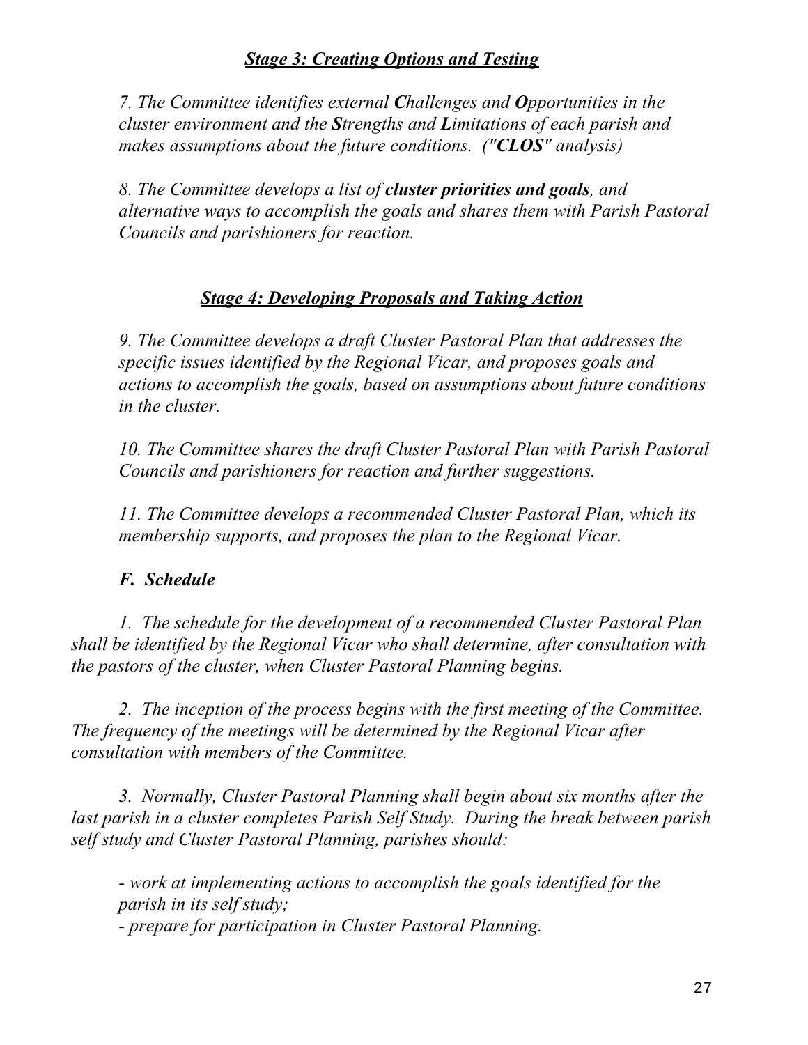### ***Stage 3: Creating Options and Testing***

*7. The Committee identifies external* ***C****hallenges and* ***O****pportunities in the cluster environment and the* ***S****trengths and* ***L****imitations of each parish and makes assumptions about the future conditions. ("****CLOS****" analysis)*

*8. The Committee develops a list of* ***cluster priorities and goals****, and alternative ways to accomplish the goals and shares them with Parish Pastoral Councils and parishioners for reaction.*

### ***Stage 4: Developing Proposals and Taking Action***

*9. The Committee develops a draft Cluster Pastoral Plan that addresses the specific issues identified by the Regional Vicar, and proposes goals and actions to accomplish the goals, based on assumptions about future conditions in the cluster.*

*10. The Committee shares the draft Cluster Pastoral Plan with Parish Pastoral Councils and parishioners for reaction and further suggestions.*

*11. The Committee develops a recommended Cluster Pastoral Plan, which its membership supports, and proposes the plan to the Regional Vicar.*

### ***F. Schedule***

*1. The schedule for the development of a recommended Cluster Pastoral Plan shall be identified by the Regional Vicar who shall determine, after consultation with the pastors of the cluster, when Cluster Pastoral Planning begins.*

*2. The inception of the process begins with the first meeting of the Committee. The frequency of the meetings will be determined by the Regional Vicar after consultation with members of the Committee.*

*3. Normally, Cluster Pastoral Planning shall begin about six months after the last parish in a cluster completes Parish Self Study. During the break between parish self study and Cluster Pastoral Planning, parishes should:*

*- work at implementing actions to accomplish the goals identified for the parish in its self study;*
*- prepare for participation in Cluster Pastoral Planning.*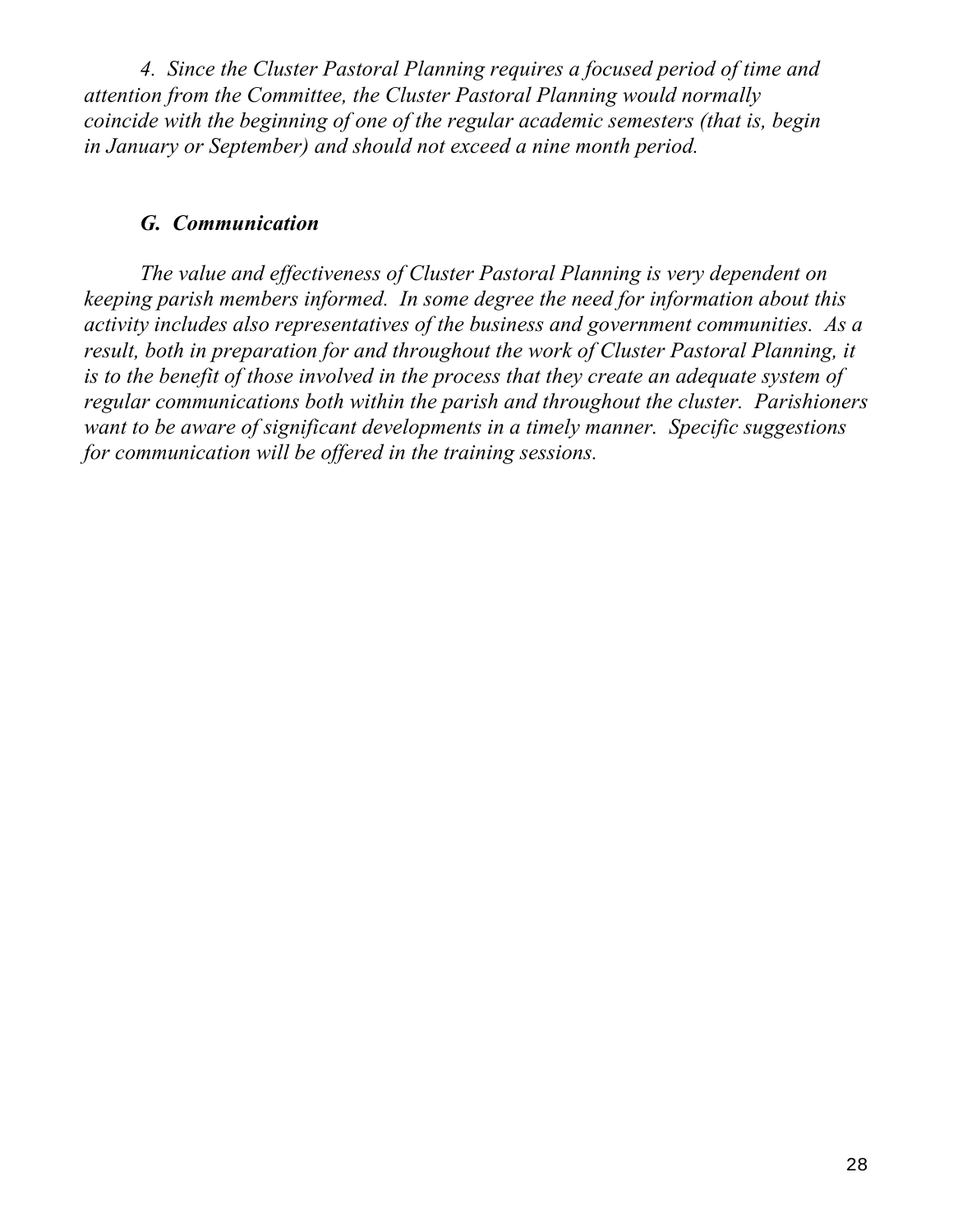*4. Since the Cluster Pastoral Planning requires a focused period of time and attention from the Committee, the Cluster Pastoral Planning would normally coincide with the beginning of one of the regular academic semesters (that is, begin in January or September) and should not exceed a nine month period.*

### *G. Communication*

*The value and effectiveness of Cluster Pastoral Planning is very dependent on keeping parish members informed. In some degree the need for information about this activity includes also representatives of the business and government communities. As a result, both in preparation for and throughout the work of Cluster Pastoral Planning, it is to the benefit of those involved in the process that they create an adequate system of regular communications both within the parish and throughout the cluster. Parishioners want to be aware of significant developments in a timely manner. Specific suggestions for communication will be offered in the training sessions.*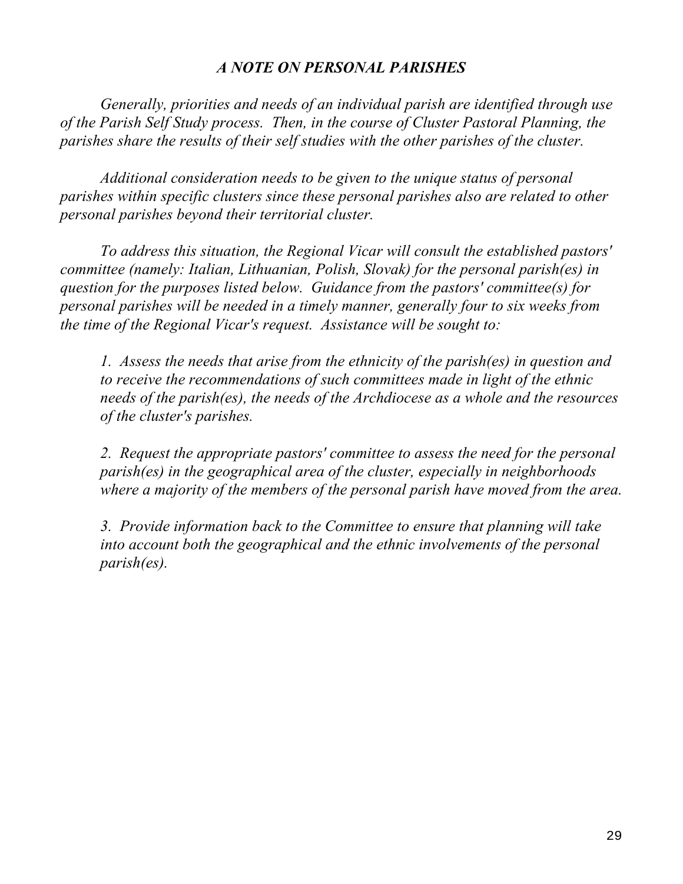## *A NOTE ON PERSONAL PARISHES*

*Generally, priorities and needs of an individual parish are identified through use of the Parish Self Study process. Then, in the course of Cluster Pastoral Planning, the parishes share the results of their self studies with the other parishes of the cluster.*

*Additional consideration needs to be given to the unique status of personal parishes within specific clusters since these personal parishes also are related to other personal parishes beyond their territorial cluster.*

*To address this situation, the Regional Vicar will consult the established pastors' committee (namely: Italian, Lithuanian, Polish, Slovak) for the personal parish(es) in question for the purposes listed below. Guidance from the pastors' committee(s) for personal parishes will be needed in a timely manner, generally four to six weeks from the time of the Regional Vicar's request. Assistance will be sought to:*

1. *Assess the needs that arise from the ethnicity of the parish(es) in question and to receive the recommendations of such committees made in light of the ethnic needs of the parish(es), the needs of the Archdiocese as a whole and the resources of the cluster's parishes.*

2. *Request the appropriate pastors' committee to assess the need for the personal parish(es) in the geographical area of the cluster, especially in neighborhoods where a majority of the members of the personal parish have moved from the area.*

3. *Provide information back to the Committee to ensure that planning will take into account both the geographical and the ethnic involvements of the personal parish(es).*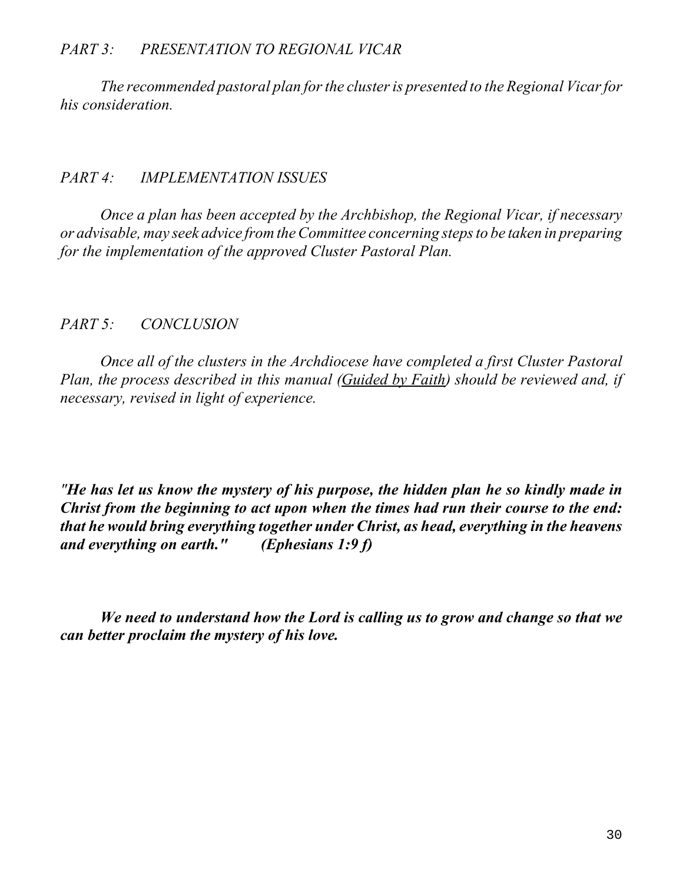## *PART 3: PRESENTATION TO REGIONAL VICAR*

*The recommended pastoral plan for the cluster is presented to the Regional Vicar for his consideration.*

## *PART 4: IMPLEMENTATION ISSUES*

*Once a plan has been accepted by the Archbishop, the Regional Vicar, if necessary or advisable, may seek advice from the Committee concerning steps to be taken in preparing for the implementation of the approved Cluster Pastoral Plan.*

## *PART 5: CONCLUSION*

*Once all of the clusters in the Archdiocese have completed a first Cluster Pastoral Plan, the process described in this manual (Guided by Faith) should be reviewed and, if necessary, revised in light of experience.*

***"He has let us know the mystery of his purpose, the hidden plan he so kindly made in Christ from the beginning to act upon when the times had run their course to the end: that he would bring everything together under Christ, as head, everything in the heavens and everything on earth." (Ephesians 1:9 f)***

***We need to understand how the Lord is calling us to grow and change so that we can better proclaim the mystery of his love.***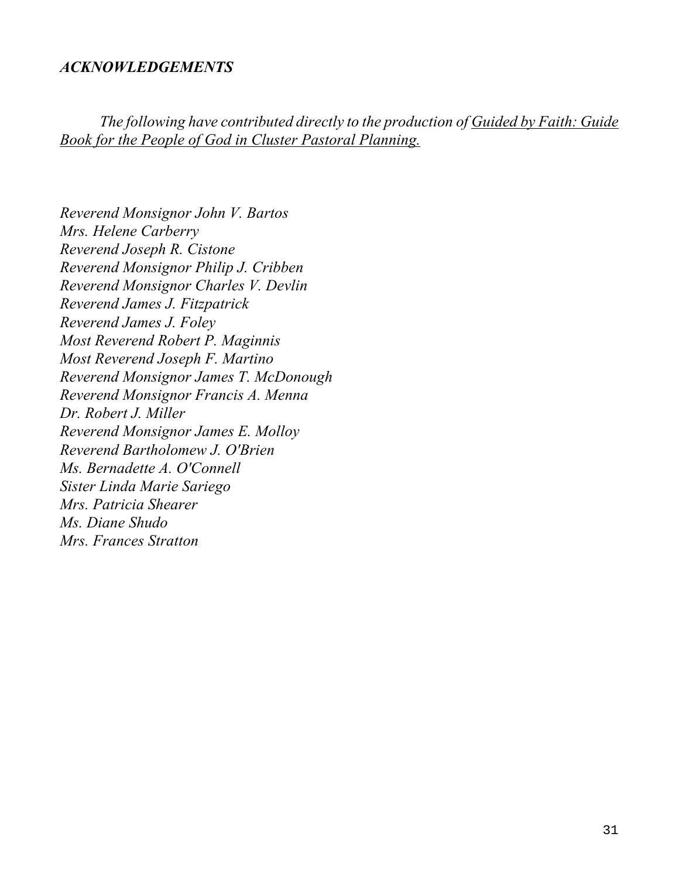## *ACKNOWLEDGEMENTS*

*The following have contributed directly to the production of Guided by Faith: Guide Book for the People of God in Cluster Pastoral Planning.*

*Reverend Monsignor John V. Bartos*
*Mrs. Helene Carberry*
*Reverend Joseph R. Cistone*
*Reverend Monsignor Philip J. Cribben*
*Reverend Monsignor Charles V. Devlin*
*Reverend James J. Fitzpatrick*
*Reverend James J. Foley*
*Most Reverend Robert P. Maginnis*
*Most Reverend Joseph F. Martino*
*Reverend Monsignor James T. McDonough*
*Reverend Monsignor Francis A. Menna*
*Dr. Robert J. Miller*
*Reverend Monsignor James E. Molloy*
*Reverend Bartholomew J. O'Brien*
*Ms. Bernadette A. O'Connell*
*Sister Linda Marie Sariego*
*Mrs. Patricia Shearer*
*Ms. Diane Shudo*
*Mrs. Frances Stratton*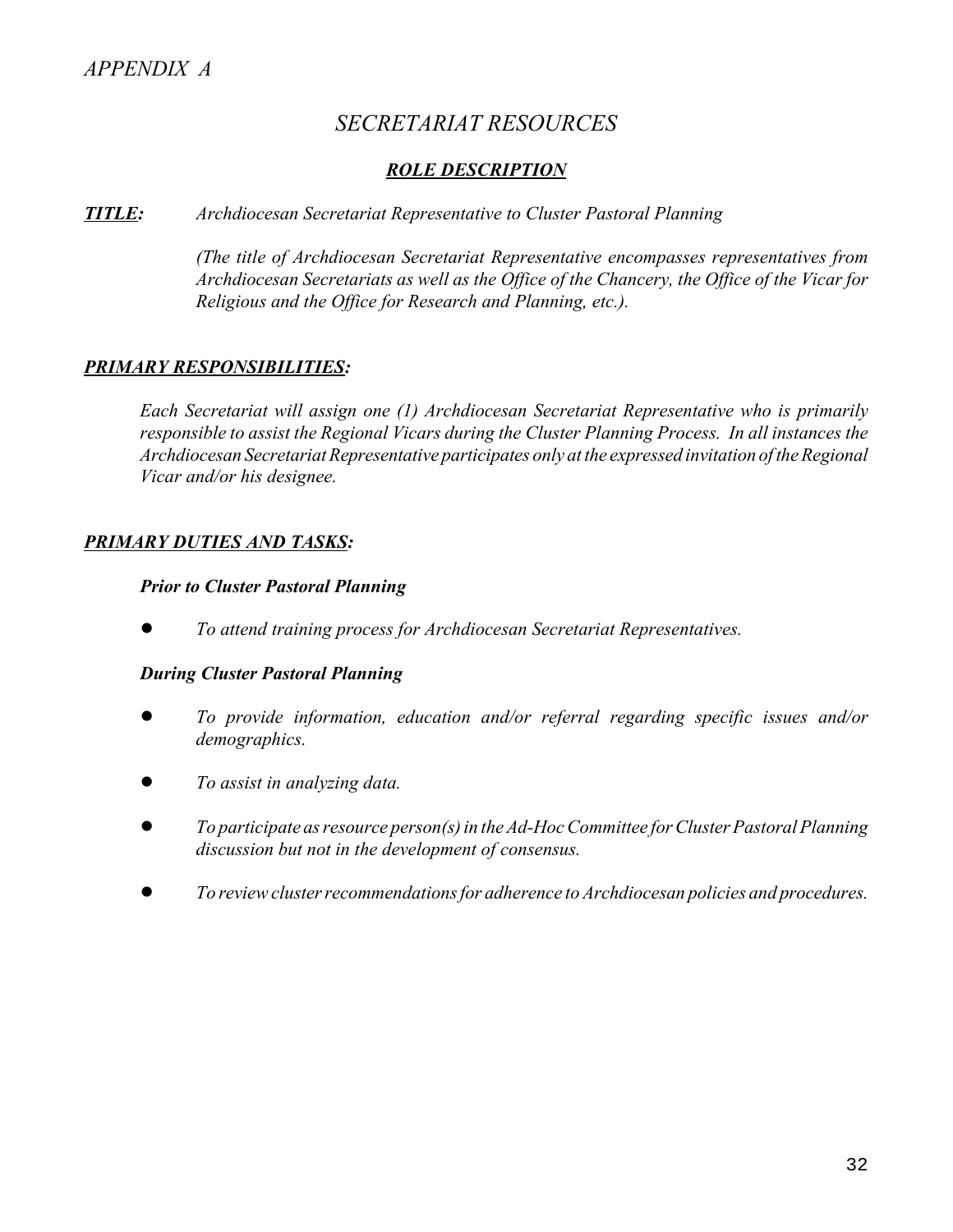*APPENDIX A*

## *SECRETARIAT RESOURCES*

### ***ROLE DESCRIPTION***

***TITLE:*** *Archdiocesan Secretariat Representative to Cluster Pastoral Planning*

*(The title of Archdiocesan Secretariat Representative encompasses representatives from Archdiocesan Secretariats as well as the Office of the Chancery, the Office of the Vicar for Religious and the Office for Research and Planning, etc.).*

***PRIMARY RESPONSIBILITIES:***

*Each Secretariat will assign one (1) Archdiocesan Secretariat Representative who is primarily responsible to assist the Regional Vicars during the Cluster Planning Process. In all instances the Archdiocesan Secretariat Representative participates only at the expressed invitation of the Regional Vicar and/or his designee.*

***PRIMARY DUTIES AND TASKS:***

***Prior to Cluster Pastoral Planning***

- *To attend training process for Archdiocesan Secretariat Representatives.*

***During Cluster Pastoral Planning***

- *To provide information, education and/or referral regarding specific issues and/or demographics.*
- *To assist in analyzing data.*
- *To participate as resource person(s) in the Ad-Hoc Committee for Cluster Pastoral Planning discussion but not in the development of consensus.*
- *To review cluster recommendations for adherence to Archdiocesan policies and procedures.*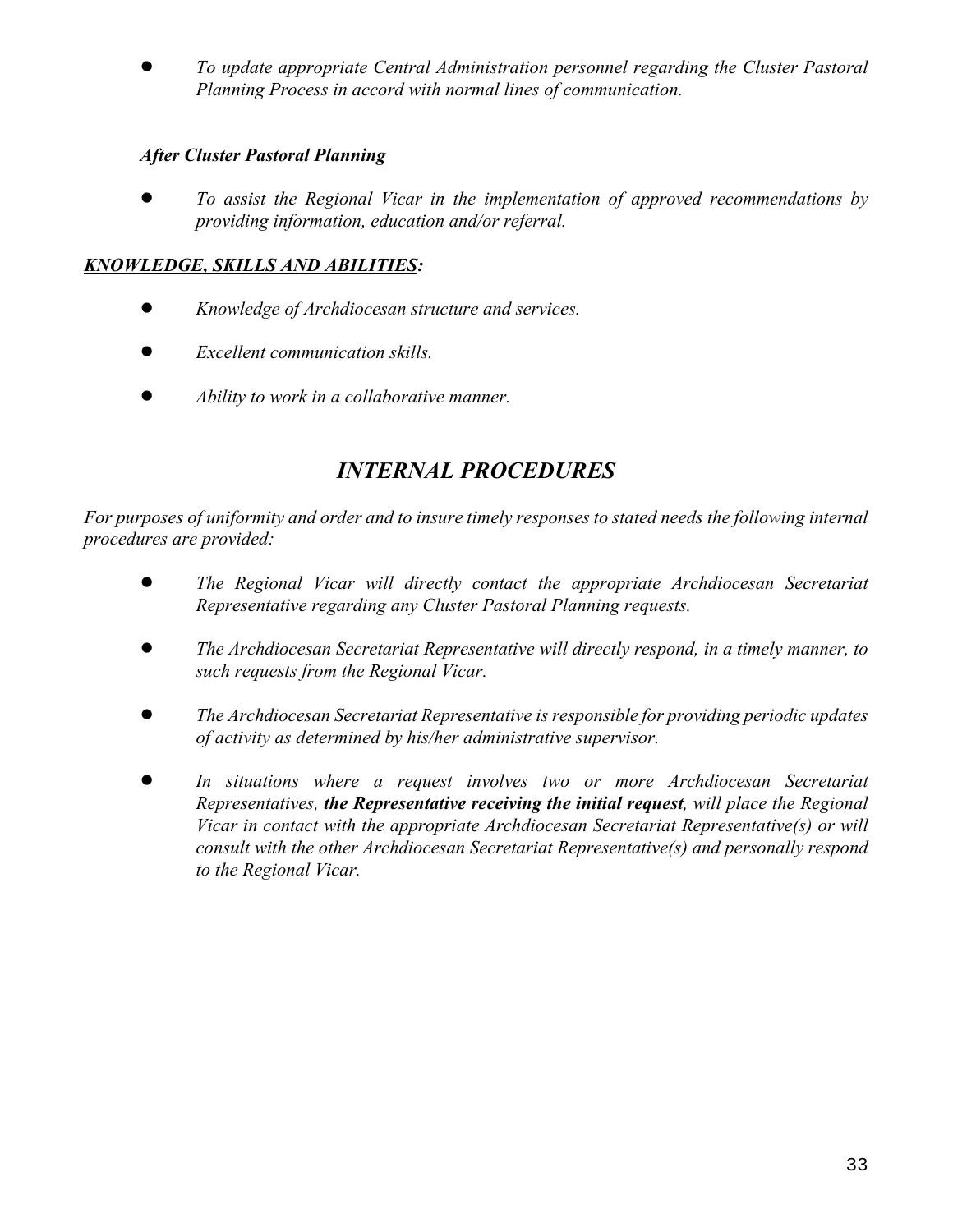- *To update appropriate Central Administration personnel regarding the Cluster Pastoral Planning Process in accord with normal lines of communication.*

***After Cluster Pastoral Planning***

- *To assist the Regional Vicar in the implementation of approved recommendations by providing information, education and/or referral.*

***KNOWLEDGE, SKILLS AND ABILITIES:***

- *Knowledge of Archdiocesan structure and services.*
- *Excellent communication skills.*
- *Ability to work in a collaborative manner.*

## *INTERNAL PROCEDURES*

*For purposes of uniformity and order and to insure timely responses to stated needs the following internal procedures are provided:*

- *The Regional Vicar will directly contact the appropriate Archdiocesan Secretariat Representative regarding any Cluster Pastoral Planning requests.*
- *The Archdiocesan Secretariat Representative will directly respond, in a timely manner, to such requests from the Regional Vicar.*
- *The Archdiocesan Secretariat Representative is responsible for providing periodic updates of activity as determined by his/her administrative supervisor.*
- *In situations where a request involves two or more Archdiocesan Secretariat Representatives, **the Representative receiving the initial request**, will place the Regional Vicar in contact with the appropriate Archdiocesan Secretariat Representative(s) or will consult with the other Archdiocesan Secretariat Representative(s) and personally respond to the Regional Vicar.*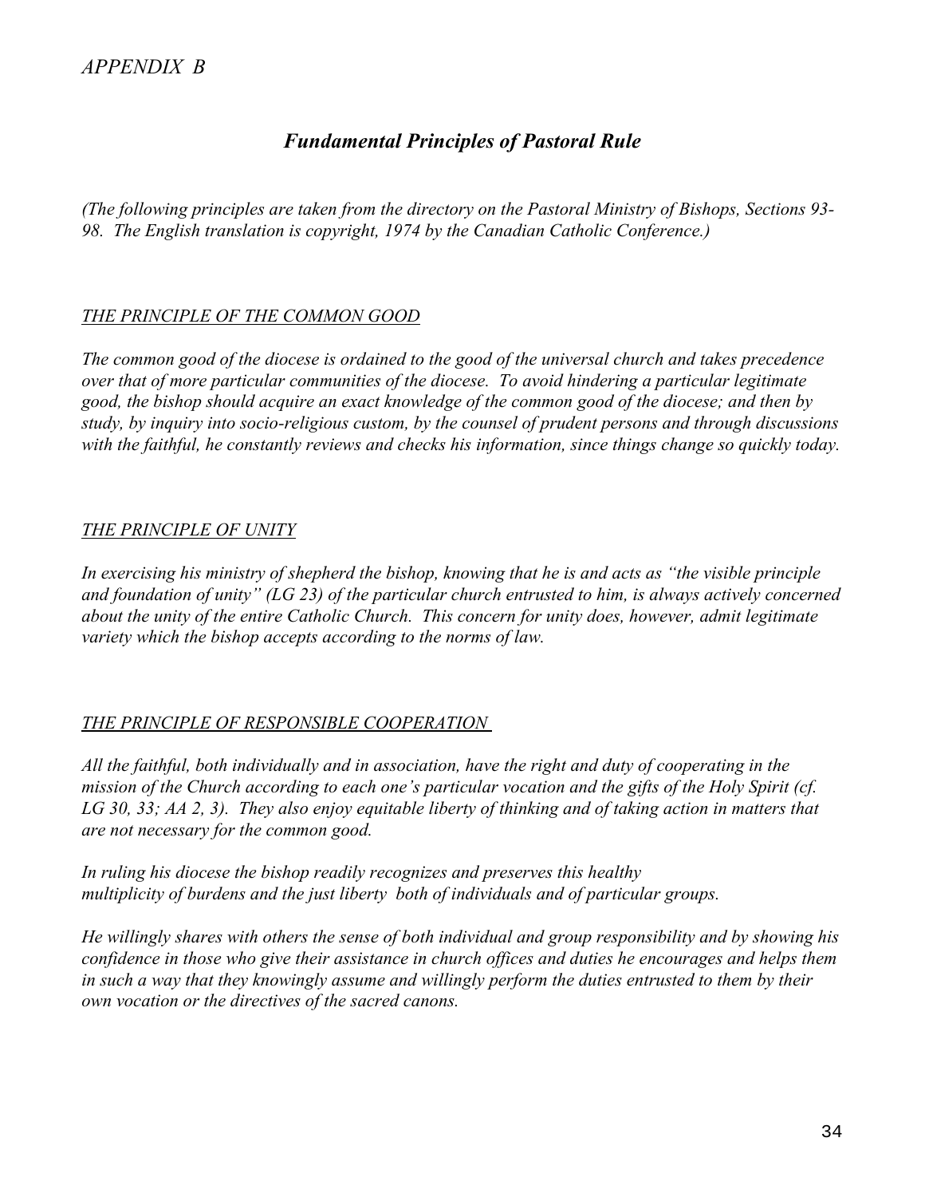*APPENDIX B*

## *Fundamental Principles of Pastoral Rule*

*(The following principles are taken from the directory on the Pastoral Ministry of Bishops, Sections 93-98. The English translation is copyright, 1974 by the Canadian Catholic Conference.)*

### *THE PRINCIPLE OF THE COMMON GOOD*

*The common good of the diocese is ordained to the good of the universal church and takes precedence over that of more particular communities of the diocese. To avoid hindering a particular legitimate good, the bishop should acquire an exact knowledge of the common good of the diocese; and then by study, by inquiry into socio-religious custom, by the counsel of prudent persons and through discussions with the faithful, he constantly reviews and checks his information, since things change so quickly today.*

### *THE PRINCIPLE OF UNITY*

*In exercising his ministry of shepherd the bishop, knowing that he is and acts as "the visible principle and foundation of unity" (LG 23) of the particular church entrusted to him, is always actively concerned about the unity of the entire Catholic Church. This concern for unity does, however, admit legitimate variety which the bishop accepts according to the norms of law.*

### *THE PRINCIPLE OF RESPONSIBLE COOPERATION*

*All the faithful, both individually and in association, have the right and duty of cooperating in the mission of the Church according to each one's particular vocation and the gifts of the Holy Spirit (cf. LG 30, 33; AA 2, 3). They also enjoy equitable liberty of thinking and of taking action in matters that are not necessary for the common good.*

*In ruling his diocese the bishop readily recognizes and preserves this healthy multiplicity of burdens and the just liberty both of individuals and of particular groups.*

*He willingly shares with others the sense of both individual and group responsibility and by showing his confidence in those who give their assistance in church offices and duties he encourages and helps them in such a way that they knowingly assume and willingly perform the duties entrusted to them by their own vocation or the directives of the sacred canons.*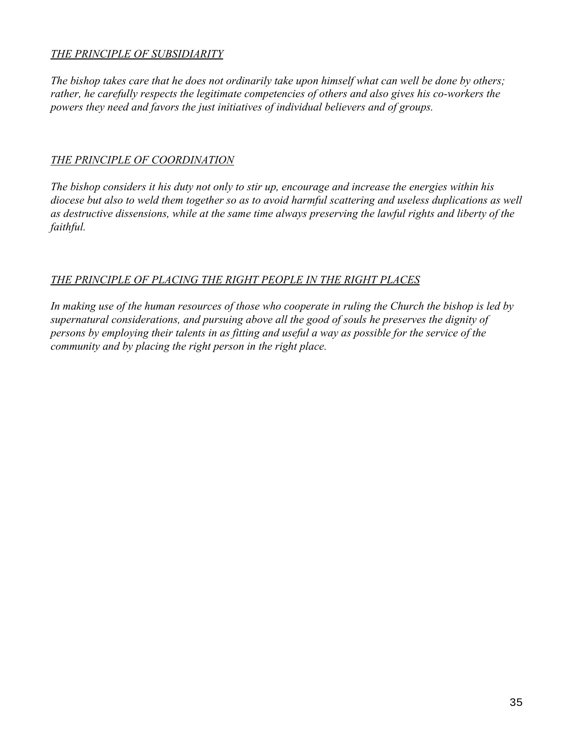*THE PRINCIPLE OF SUBSIDIARITY*

*The bishop takes care that he does not ordinarily take upon himself what can well be done by others; rather, he carefully respects the legitimate competencies of others and also gives his co-workers the powers they need and favors the just initiatives of individual believers and of groups.*

*THE PRINCIPLE OF COORDINATION*

*The bishop considers it his duty not only to stir up, encourage and increase the energies within his diocese but also to weld them together so as to avoid harmful scattering and useless duplications as well as destructive dissensions, while at the same time always preserving the lawful rights and liberty of the faithful.*

*THE PRINCIPLE OF PLACING THE RIGHT PEOPLE IN THE RIGHT PLACES*

*In making use of the human resources of those who cooperate in ruling the Church the bishop is led by supernatural considerations, and pursuing above all the good of souls he preserves the dignity of persons by employing their talents in as fitting and useful a way as possible for the service of the community and by placing the right person in the right place.*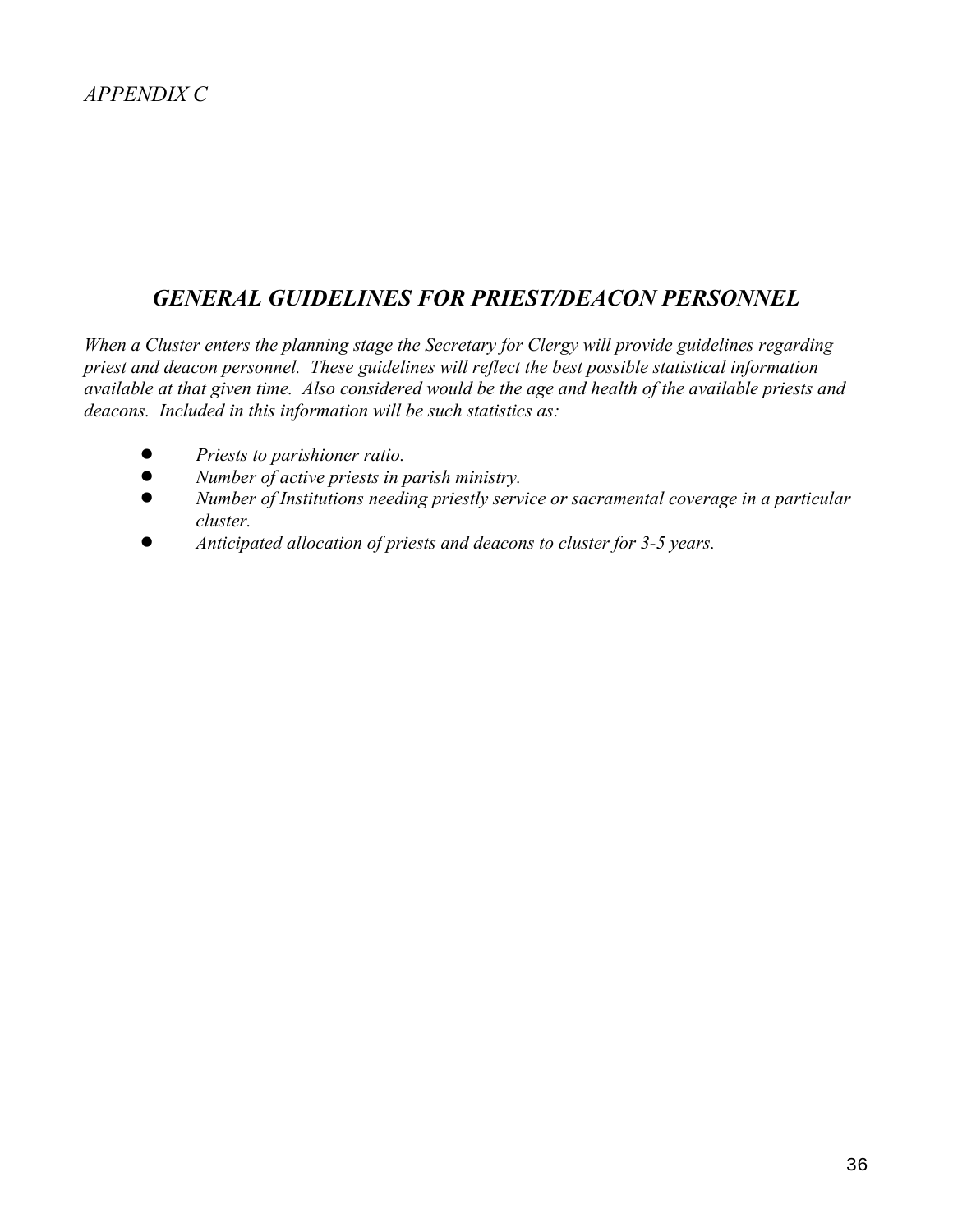*APPENDIX C*

## *GENERAL GUIDELINES FOR PRIEST/DEACON PERSONNEL*

*When a Cluster enters the planning stage the Secretary for Clergy will provide guidelines regarding priest and deacon personnel. These guidelines will reflect the best possible statistical information available at that given time. Also considered would be the age and health of the available priests and deacons. Included in this information will be such statistics as:*

- *Priests to parishioner ratio.*
- *Number of active priests in parish ministry.*
- *Number of Institutions needing priestly service or sacramental coverage in a particular cluster.*
- *Anticipated allocation of priests and deacons to cluster for 3-5 years.*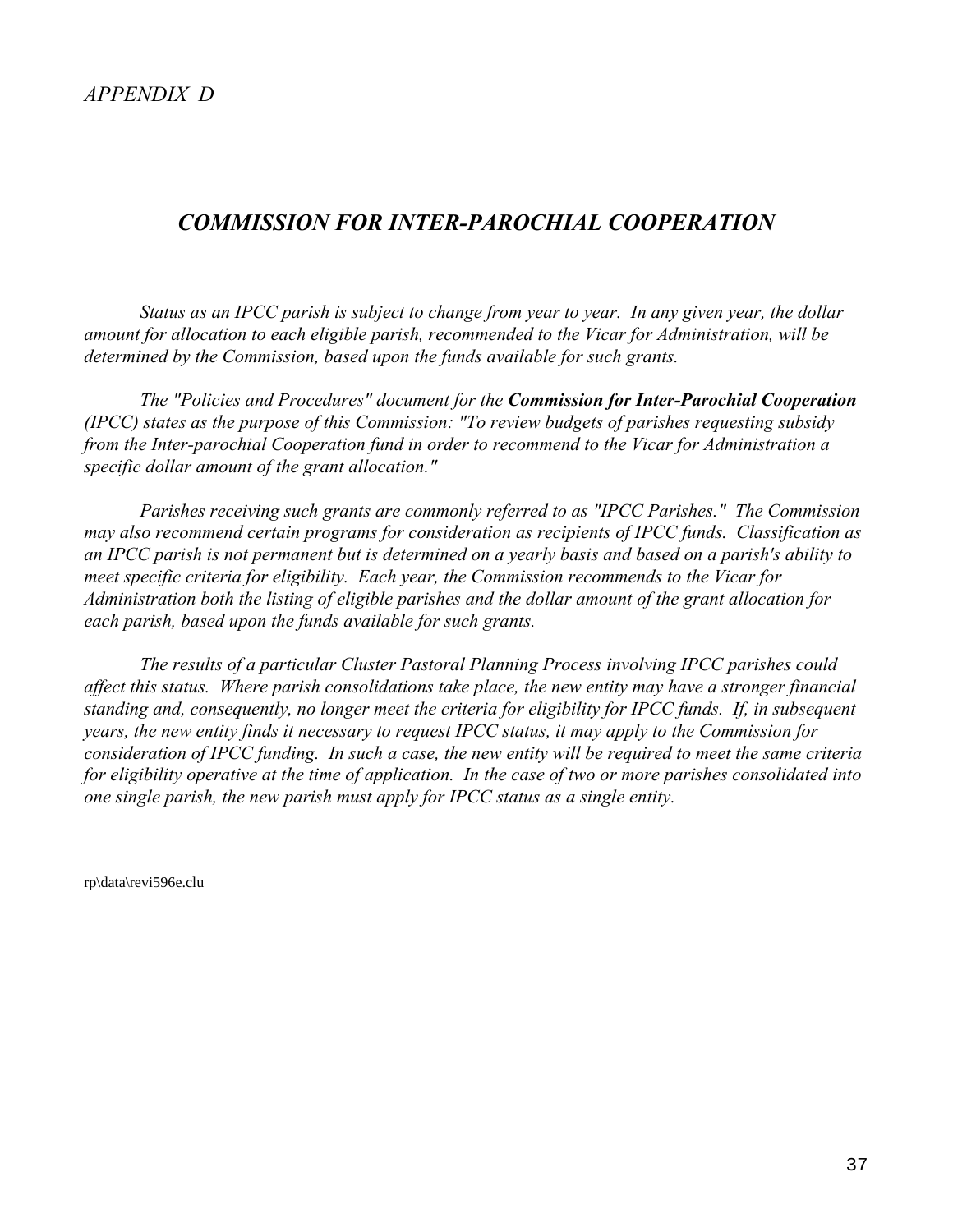*APPENDIX D*

## *COMMISSION FOR INTER-PAROCHIAL COOPERATION*

*Status as an IPCC parish is subject to change from year to year. In any given year, the dollar amount for allocation to each eligible parish, recommended to the Vicar for Administration, will be determined by the Commission, based upon the funds available for such grants.*

*The "Policies and Procedures" document for the* ***Commission for Inter-Parochial Cooperation*** *(IPCC) states as the purpose of this Commission: "To review budgets of parishes requesting subsidy from the Inter-parochial Cooperation fund in order to recommend to the Vicar for Administration a specific dollar amount of the grant allocation."*

*Parishes receiving such grants are commonly referred to as "IPCC Parishes." The Commission may also recommend certain programs for consideration as recipients of IPCC funds. Classification as an IPCC parish is not permanent but is determined on a yearly basis and based on a parish's ability to meet specific criteria for eligibility. Each year, the Commission recommends to the Vicar for Administration both the listing of eligible parishes and the dollar amount of the grant allocation for each parish, based upon the funds available for such grants.*

*The results of a particular Cluster Pastoral Planning Process involving IPCC parishes could affect this status. Where parish consolidations take place, the new entity may have a stronger financial standing and, consequently, no longer meet the criteria for eligibility for IPCC funds. If, in subsequent years, the new entity finds it necessary to request IPCC status, it may apply to the Commission for consideration of IPCC funding. In such a case, the new entity will be required to meet the same criteria for eligibility operative at the time of application. In the case of two or more parishes consolidated into one single parish, the new parish must apply for IPCC status as a single entity.*

rp\data\revi596e.clu